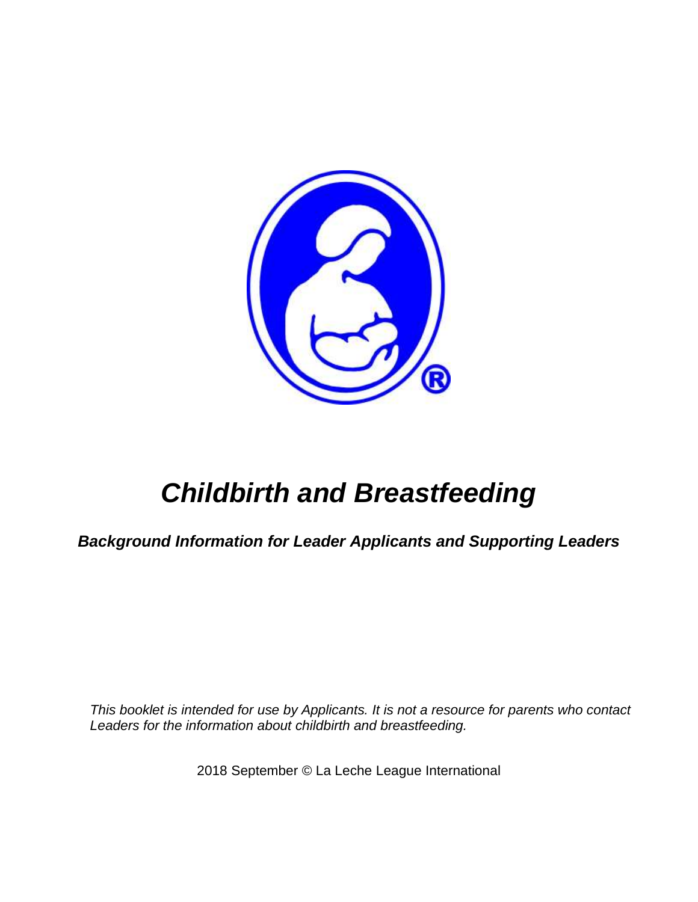# *Childbirth and Breastfeeding*

***Background Information for Leader Applicants and Supporting Leaders***

*This booklet is intended for use by Applicants. It is not a resource for parents who contact Leaders for the information about childbirth and breastfeeding.*

2018 September © La Leche League International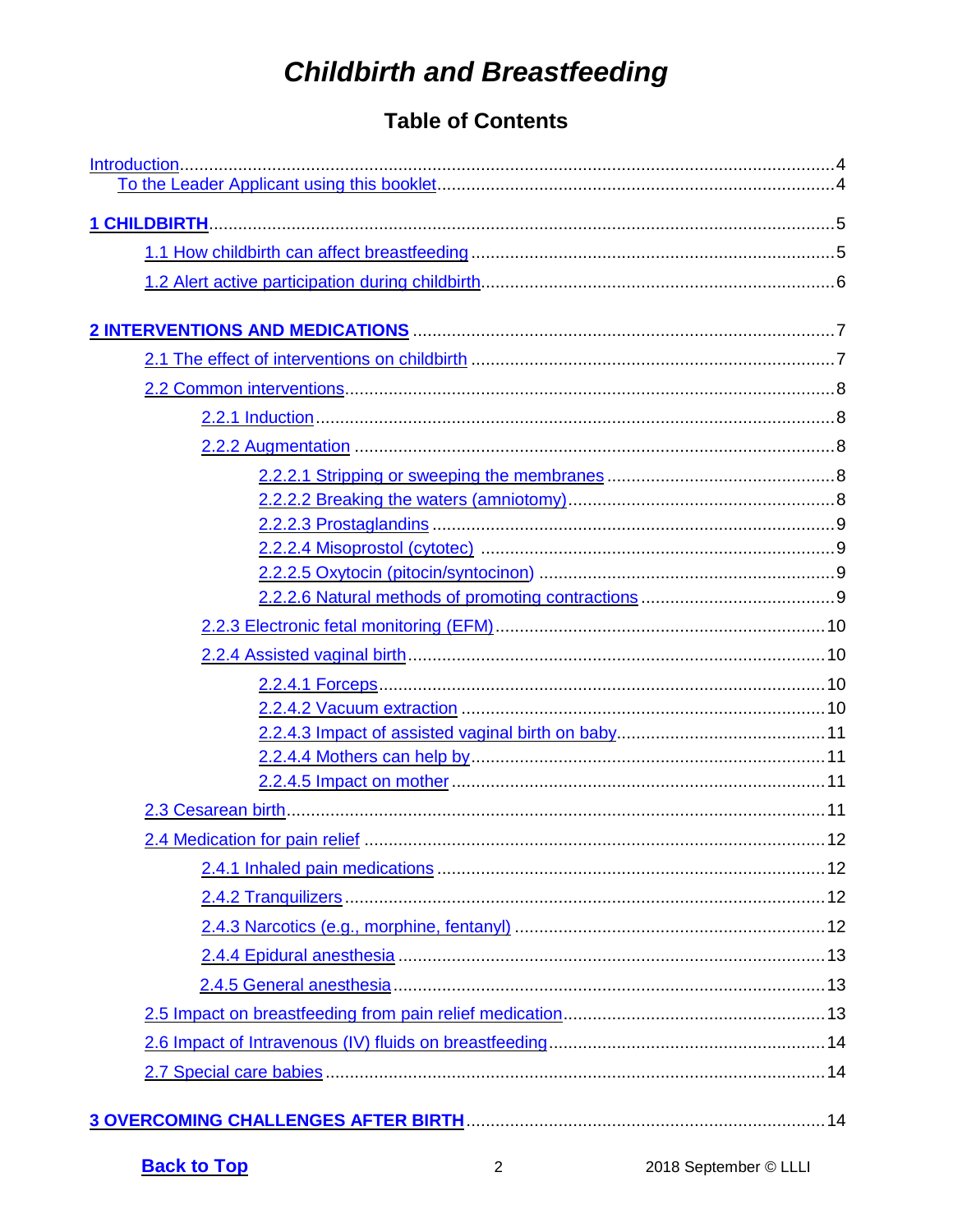# *Childbirth and Breastfeeding*

## Table of Contents

- Introduction....4
  - To the Leader Applicant using this booklet....4
- **1 CHILDBIRTH**....5
  - 1.1 How childbirth can affect breastfeeding....5
  - 1.2 Alert active participation during childbirth....6
- **2 INTERVENTIONS AND MEDICATIONS**....7
  - 2.1 The effect of interventions on childbirth....7
  - 2.2 Common interventions....8
    - 2.2.1 Induction....8
    - 2.2.2 Augmentation....8
      - 2.2.2.1 Stripping or sweeping the membranes....8
      - 2.2.2.2 Breaking the waters (amniotomy)....8
      - 2.2.2.3 Prostaglandins....9
      - 2.2.2.4 Misoprostol (cytotec)....9
      - 2.2.2.5 Oxytocin (pitocin/syntocinon)....9
      - 2.2.2.6 Natural methods of promoting contractions....9
    - 2.2.3 Electronic fetal monitoring (EFM)....10
    - 2.2.4 Assisted vaginal birth....10
      - 2.2.4.1 Forceps....10
      - 2.2.4.2 Vacuum extraction....10
      - 2.2.4.3 Impact of assisted vaginal birth on baby....11
      - 2.2.4.4 Mothers can help by....11
      - 2.2.4.5 Impact on mother....11
  - 2.3 Cesarean birth....11
  - 2.4 Medication for pain relief....12
    - 2.4.1 Inhaled pain medications....12
    - 2.4.2 Tranquilizers....12
    - 2.4.3 Narcotics (e.g., morphine, fentanyl)....12
    - 2.4.4 Epidural anesthesia....13
    - 2.4.5 General anesthesia....13
  - 2.5 Impact on breastfeeding from pain relief medication....13
  - 2.6 Impact of Intravenous (IV) fluids on breastfeeding....14
  - 2.7 Special care babies....14
- **3 OVERCOMING CHALLENGES AFTER BIRTH**....14

**Back to Top**

2018 September © LLLI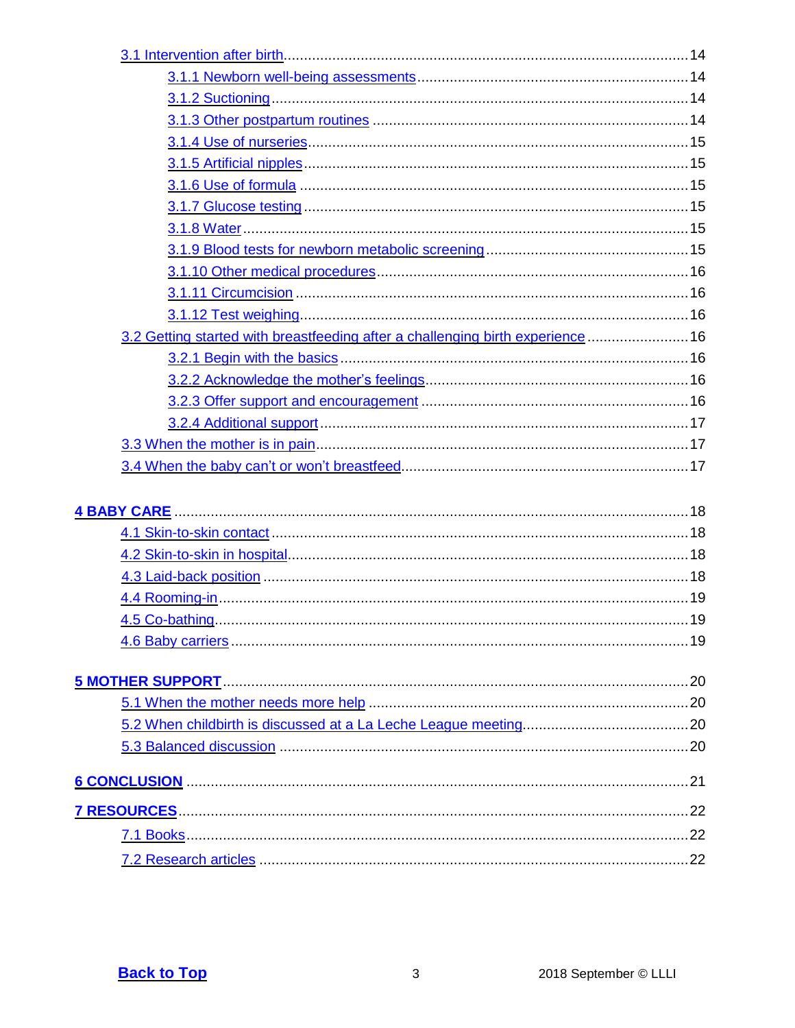- 3.1 Intervention after birth ..... 14
  - 3.1.1 Newborn well-being assessments ..... 14
  - 3.1.2 Suctioning ..... 14
  - 3.1.3 Other postpartum routines ..... 14
  - 3.1.4 Use of nurseries ..... 15
  - 3.1.5 Artificial nipples ..... 15
  - 3.1.6 Use of formula ..... 15
  - 3.1.7 Glucose testing ..... 15
  - 3.1.8 Water ..... 15
  - 3.1.9 Blood tests for newborn metabolic screening ..... 15
  - 3.1.10 Other medical procedures ..... 16
  - 3.1.11 Circumcision ..... 16
  - 3.1.12 Test weighing ..... 16
- 3.2 Getting started with breastfeeding after a challenging birth experience ..... 16
  - 3.2.1 Begin with the basics ..... 16
  - 3.2.2 Acknowledge the mother's feelings ..... 16
  - 3.2.3 Offer support and encouragement ..... 16
  - 3.2.4 Additional support ..... 17
- 3.3 When the mother is in pain ..... 17
- 3.4 When the baby can't or won't breastfeed ..... 17

**4 BABY CARE** ..... 18

- 4.1 Skin-to-skin contact ..... 18
- 4.2 Skin-to-skin in hospital ..... 18
- 4.3 Laid-back position ..... 18
- 4.4 Rooming-in ..... 19
- 4.5 Co-bathing ..... 19
- 4.6 Baby carriers ..... 19

**5 MOTHER SUPPORT** ..... 20

- 5.1 When the mother needs more help ..... 20
- 5.2 When childbirth is discussed at a La Leche League meeting ..... 20
- 5.3 Balanced discussion ..... 20

**6 CONCLUSION** ..... 21

**7 RESOURCES** ..... 22

- 7.1 Books ..... 22
- 7.2 Research articles ..... 22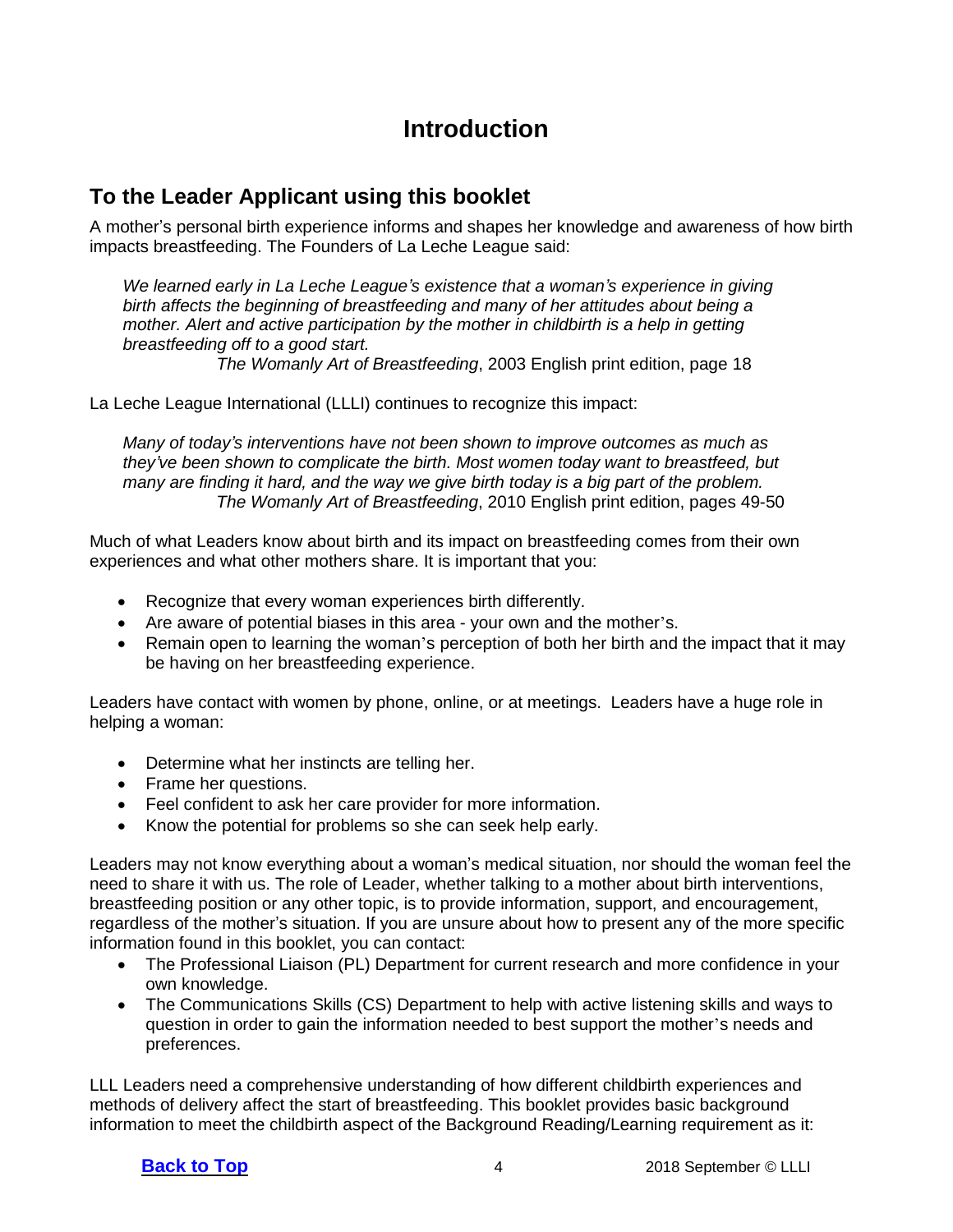# Introduction

## To the Leader Applicant using this booklet

A mother's personal birth experience informs and shapes her knowledge and awareness of how birth impacts breastfeeding. The Founders of La Leche League said:

> *We learned early in La Leche League's existence that a woman's experience in giving birth affects the beginning of breastfeeding and many of her attitudes about being a mother. Alert and active participation by the mother in childbirth is a help in getting breastfeeding off to a good start.*
>
> *The Womanly Art of Breastfeeding*, 2003 English print edition, page 18

La Leche League International (LLLI) continues to recognize this impact:

> *Many of today's interventions have not been shown to improve outcomes as much as they've been shown to complicate the birth. Most women today want to breastfeed, but many are finding it hard, and the way we give birth today is a big part of the problem.*
>
> *The Womanly Art of Breastfeeding*, 2010 English print edition, pages 49-50

Much of what Leaders know about birth and its impact on breastfeeding comes from their own experiences and what other mothers share. It is important that you:

- Recognize that every woman experiences birth differently.
- Are aware of potential biases in this area - your own and the mother's.
- Remain open to learning the woman's perception of both her birth and the impact that it may be having on her breastfeeding experience.

Leaders have contact with women by phone, online, or at meetings. Leaders have a huge role in helping a woman:

- Determine what her instincts are telling her.
- Frame her questions.
- Feel confident to ask her care provider for more information.
- Know the potential for problems so she can seek help early.

Leaders may not know everything about a woman's medical situation, nor should the woman feel the need to share it with us. The role of Leader, whether talking to a mother about birth interventions, breastfeeding position or any other topic, is to provide information, support, and encouragement, regardless of the mother's situation. If you are unsure about how to present any of the more specific information found in this booklet, you can contact:

- The Professional Liaison (PL) Department for current research and more confidence in your own knowledge.
- The Communications Skills (CS) Department to help with active listening skills and ways to question in order to gain the information needed to best support the mother's needs and preferences.

LLL Leaders need a comprehensive understanding of how different childbirth experiences and methods of delivery affect the start of breastfeeding. This booklet provides basic background information to meet the childbirth aspect of the Background Reading/Learning requirement as it: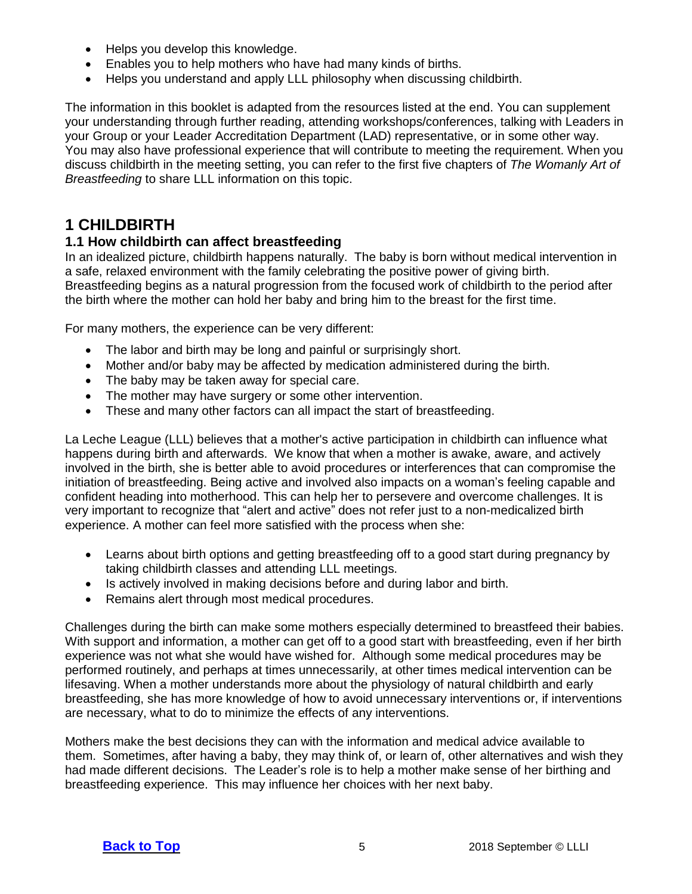- Helps you develop this knowledge.
- Enables you to help mothers who have had many kinds of births.
- Helps you understand and apply LLL philosophy when discussing childbirth.

The information in this booklet is adapted from the resources listed at the end. You can supplement your understanding through further reading, attending workshops/conferences, talking with Leaders in your Group or your Leader Accreditation Department (LAD) representative, or in some other way. You may also have professional experience that will contribute to meeting the requirement. When you discuss childbirth in the meeting setting, you can refer to the first five chapters of *The Womanly Art of Breastfeeding* to share LLL information on this topic.

## 1 CHILDBIRTH

### 1.1 How childbirth can affect breastfeeding

In an idealized picture, childbirth happens naturally. The baby is born without medical intervention in a safe, relaxed environment with the family celebrating the positive power of giving birth. Breastfeeding begins as a natural progression from the focused work of childbirth to the period after the birth where the mother can hold her baby and bring him to the breast for the first time.

For many mothers, the experience can be very different:

- The labor and birth may be long and painful or surprisingly short.
- Mother and/or baby may be affected by medication administered during the birth.
- The baby may be taken away for special care.
- The mother may have surgery or some other intervention.
- These and many other factors can all impact the start of breastfeeding.

La Leche League (LLL) believes that a mother's active participation in childbirth can influence what happens during birth and afterwards. We know that when a mother is awake, aware, and actively involved in the birth, she is better able to avoid procedures or interferences that can compromise the initiation of breastfeeding. Being active and involved also impacts on a woman's feeling capable and confident heading into motherhood. This can help her to persevere and overcome challenges. It is very important to recognize that "alert and active" does not refer just to a non-medicalized birth experience. A mother can feel more satisfied with the process when she:

- Learns about birth options and getting breastfeeding off to a good start during pregnancy by taking childbirth classes and attending LLL meetings.
- Is actively involved in making decisions before and during labor and birth.
- Remains alert through most medical procedures.

Challenges during the birth can make some mothers especially determined to breastfeed their babies. With support and information, a mother can get off to a good start with breastfeeding, even if her birth experience was not what she would have wished for. Although some medical procedures may be performed routinely, and perhaps at times unnecessarily, at other times medical intervention can be lifesaving. When a mother understands more about the physiology of natural childbirth and early breastfeeding, she has more knowledge of how to avoid unnecessary interventions or, if interventions are necessary, what to do to minimize the effects of any interventions.

Mothers make the best decisions they can with the information and medical advice available to them. Sometimes, after having a baby, they may think of, or learn of, other alternatives and wish they had made different decisions. The Leader's role is to help a mother make sense of her birthing and breastfeeding experience. This may influence her choices with her next baby.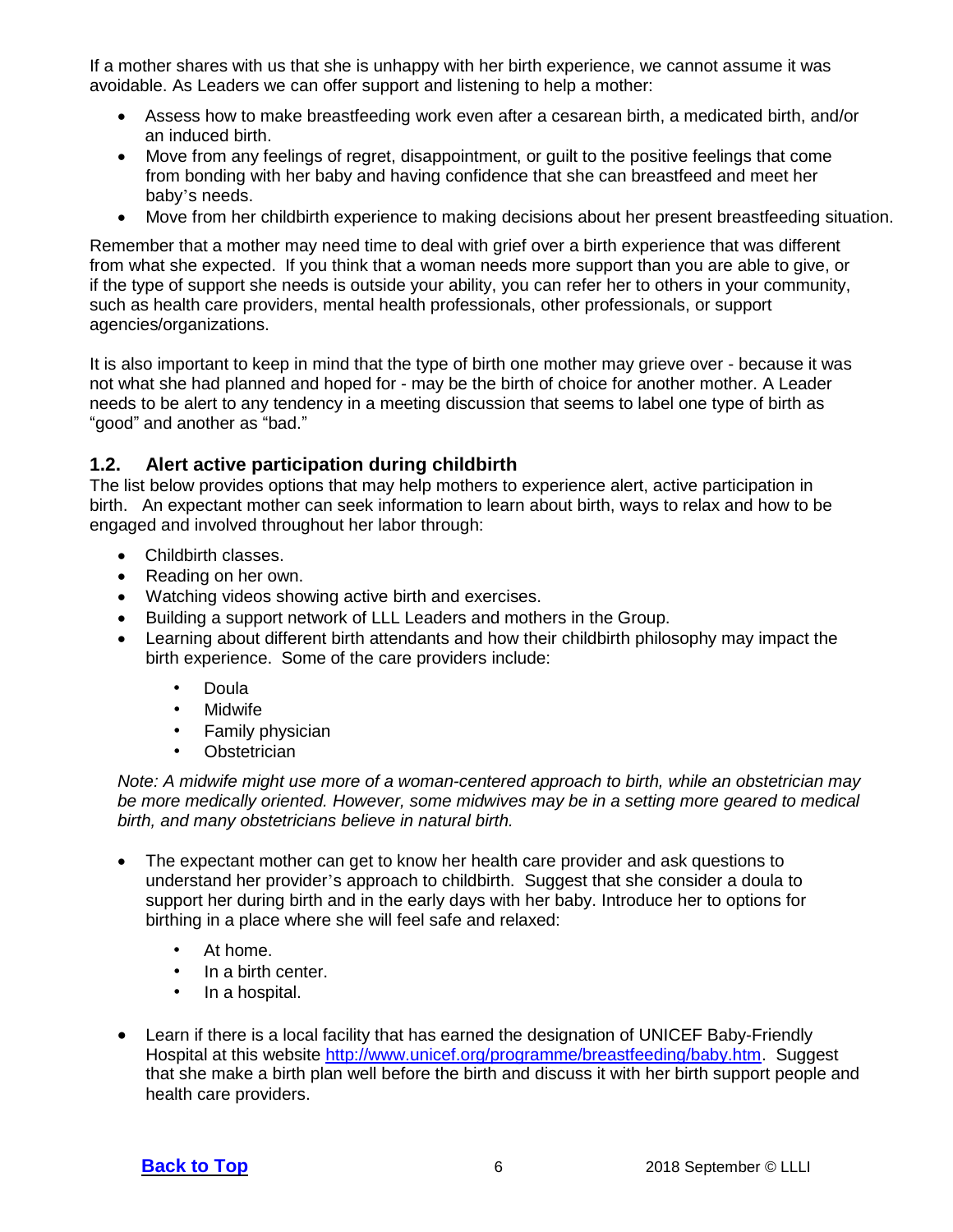If a mother shares with us that she is unhappy with her birth experience, we cannot assume it was avoidable. As Leaders we can offer support and listening to help a mother:

- Assess how to make breastfeeding work even after a cesarean birth, a medicated birth, and/or an induced birth.
- Move from any feelings of regret, disappointment, or guilt to the positive feelings that come from bonding with her baby and having confidence that she can breastfeed and meet her baby's needs.
- Move from her childbirth experience to making decisions about her present breastfeeding situation.

Remember that a mother may need time to deal with grief over a birth experience that was different from what she expected. If you think that a woman needs more support than you are able to give, or if the type of support she needs is outside your ability, you can refer her to others in your community, such as health care providers, mental health professionals, other professionals, or support agencies/organizations.

It is also important to keep in mind that the type of birth one mother may grieve over - because it was not what she had planned and hoped for - may be the birth of choice for another mother. A Leader needs to be alert to any tendency in a meeting discussion that seems to label one type of birth as "good" and another as "bad."

### 1.2. Alert active participation during childbirth

The list below provides options that may help mothers to experience alert, active participation in birth. An expectant mother can seek information to learn about birth, ways to relax and how to be engaged and involved throughout her labor through:

- Childbirth classes.
- Reading on her own.
- Watching videos showing active birth and exercises.
- Building a support network of LLL Leaders and mothers in the Group.
- Learning about different birth attendants and how their childbirth philosophy may impact the birth experience. Some of the care providers include:
    - Doula
    - Midwife
    - Family physician
    - Obstetrician

  *Note: A midwife might use more of a woman-centered approach to birth, while an obstetrician may be more medically oriented. However, some midwives may be in a setting more geared to medical birth, and many obstetricians believe in natural birth.*

- The expectant mother can get to know her health care provider and ask questions to understand her provider's approach to childbirth. Suggest that she consider a doula to support her during birth and in the early days with her baby. Introduce her to options for birthing in a place where she will feel safe and relaxed:
    - At home.
    - In a birth center.
    - In a hospital.

- Learn if there is a local facility that has earned the designation of UNICEF Baby-Friendly Hospital at this website [http://www.unicef.org/programme/breastfeeding/baby.htm](http://www.unicef.org/programme/breastfeeding/baby.htm). Suggest that she make a birth plan well before the birth and discuss it with her birth support people and health care providers.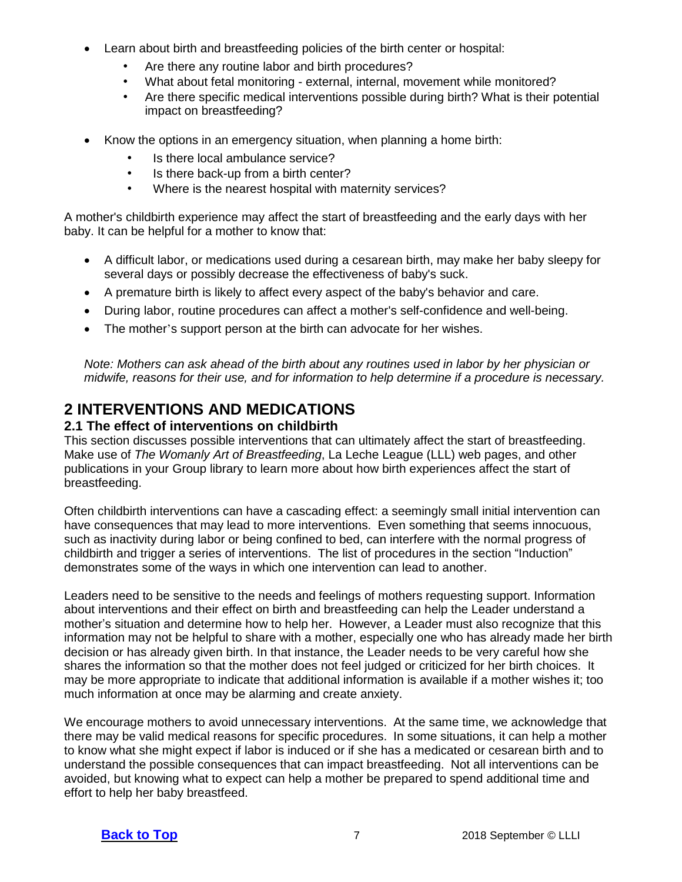- Learn about birth and breastfeeding policies of the birth center or hospital:
  - Are there any routine labor and birth procedures?
  - What about fetal monitoring - external, internal, movement while monitored?
  - Are there specific medical interventions possible during birth? What is their potential impact on breastfeeding?
- Know the options in an emergency situation, when planning a home birth:
  - Is there local ambulance service?
  - Is there back-up from a birth center?
  - Where is the nearest hospital with maternity services?

A mother's childbirth experience may affect the start of breastfeeding and the early days with her baby. It can be helpful for a mother to know that:

- A difficult labor, or medications used during a cesarean birth, may make her baby sleepy for several days or possibly decrease the effectiveness of baby's suck.
- A premature birth is likely to affect every aspect of the baby's behavior and care.
- During labor, routine procedures can affect a mother's self-confidence and well-being.
- The mother's support person at the birth can advocate for her wishes.

*Note: Mothers can ask ahead of the birth about any routines used in labor by her physician or midwife, reasons for their use, and for information to help determine if a procedure is necessary.*

# 2 INTERVENTIONS AND MEDICATIONS

## 2.1 The effect of interventions on childbirth

This section discusses possible interventions that can ultimately affect the start of breastfeeding. Make use of *The Womanly Art of Breastfeeding*, La Leche League (LLL) web pages, and other publications in your Group library to learn more about how birth experiences affect the start of breastfeeding.

Often childbirth interventions can have a cascading effect: a seemingly small initial intervention can have consequences that may lead to more interventions. Even something that seems innocuous, such as inactivity during labor or being confined to bed, can interfere with the normal progress of childbirth and trigger a series of interventions. The list of procedures in the section "Induction" demonstrates some of the ways in which one intervention can lead to another.

Leaders need to be sensitive to the needs and feelings of mothers requesting support. Information about interventions and their effect on birth and breastfeeding can help the Leader understand a mother's situation and determine how to help her. However, a Leader must also recognize that this information may not be helpful to share with a mother, especially one who has already made her birth decision or has already given birth. In that instance, the Leader needs to be very careful how she shares the information so that the mother does not feel judged or criticized for her birth choices. It may be more appropriate to indicate that additional information is available if a mother wishes it; too much information at once may be alarming and create anxiety.

We encourage mothers to avoid unnecessary interventions. At the same time, we acknowledge that there may be valid medical reasons for specific procedures. In some situations, it can help a mother to know what she might expect if labor is induced or if she has a medicated or cesarean birth and to understand the possible consequences that can impact breastfeeding. Not all interventions can be avoided, but knowing what to expect can help a mother be prepared to spend additional time and effort to help her baby breastfeed.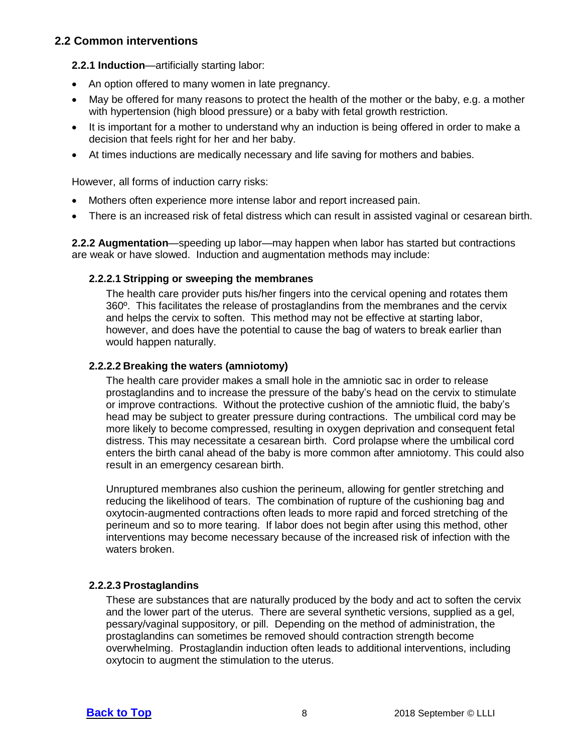## 2.2 Common interventions

**2.2.1 Induction**—artificially starting labor:

- An option offered to many women in late pregnancy.
- May be offered for many reasons to protect the health of the mother or the baby, e.g. a mother with hypertension (high blood pressure) or a baby with fetal growth restriction.
- It is important for a mother to understand why an induction is being offered in order to make a decision that feels right for her and her baby.
- At times inductions are medically necessary and life saving for mothers and babies.

However, all forms of induction carry risks:

- Mothers often experience more intense labor and report increased pain.
- There is an increased risk of fetal distress which can result in assisted vaginal or cesarean birth.

**2.2.2 Augmentation**—speeding up labor—may happen when labor has started but contractions are weak or have slowed. Induction and augmentation methods may include:

#### 2.2.2.1 Stripping or sweeping the membranes

The health care provider puts his/her fingers into the cervical opening and rotates them 360º. This facilitates the release of prostaglandins from the membranes and the cervix and helps the cervix to soften. This method may not be effective at starting labor, however, and does have the potential to cause the bag of waters to break earlier than would happen naturally.

#### 2.2.2.2 Breaking the waters (amniotomy)

The health care provider makes a small hole in the amniotic sac in order to release prostaglandins and to increase the pressure of the baby's head on the cervix to stimulate or improve contractions. Without the protective cushion of the amniotic fluid, the baby's head may be subject to greater pressure during contractions. The umbilical cord may be more likely to become compressed, resulting in oxygen deprivation and consequent fetal distress. This may necessitate a cesarean birth. Cord prolapse where the umbilical cord enters the birth canal ahead of the baby is more common after amniotomy. This could also result in an emergency cesarean birth.

Unruptured membranes also cushion the perineum, allowing for gentler stretching and reducing the likelihood of tears. The combination of rupture of the cushioning bag and oxytocin-augmented contractions often leads to more rapid and forced stretching of the perineum and so to more tearing. If labor does not begin after using this method, other interventions may become necessary because of the increased risk of infection with the waters broken.

#### 2.2.2.3 Prostaglandins

These are substances that are naturally produced by the body and act to soften the cervix and the lower part of the uterus. There are several synthetic versions, supplied as a gel, pessary/vaginal suppository, or pill. Depending on the method of administration, the prostaglandins can sometimes be removed should contraction strength become overwhelming. Prostaglandin induction often leads to additional interventions, including oxytocin to augment the stimulation to the uterus.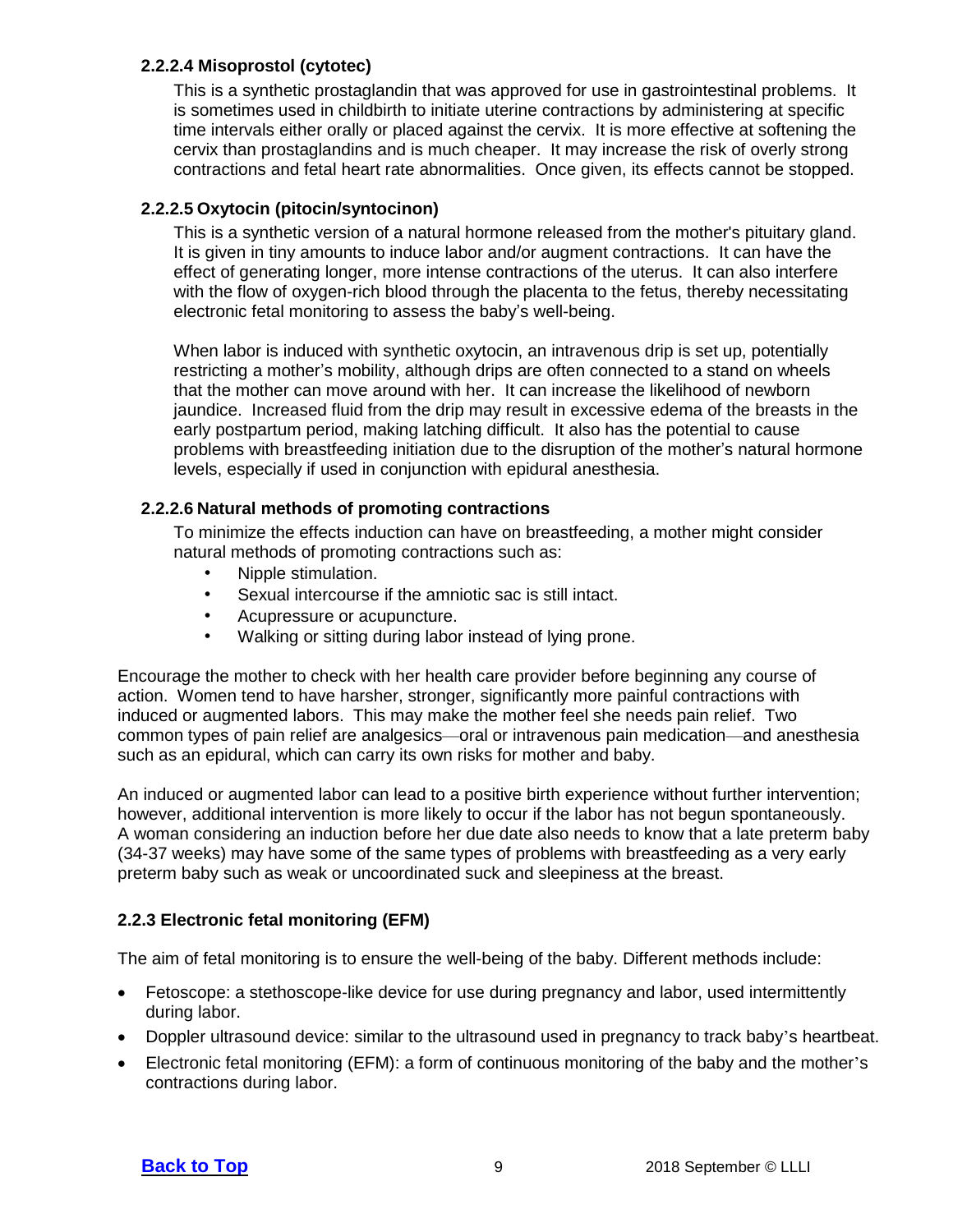#### 2.2.2.4 Misoprostol (cytotec)

This is a synthetic prostaglandin that was approved for use in gastrointestinal problems. It is sometimes used in childbirth to initiate uterine contractions by administering at specific time intervals either orally or placed against the cervix. It is more effective at softening the cervix than prostaglandins and is much cheaper. It may increase the risk of overly strong contractions and fetal heart rate abnormalities. Once given, its effects cannot be stopped.

#### 2.2.2.5 Oxytocin (pitocin/syntocinon)

This is a synthetic version of a natural hormone released from the mother's pituitary gland. It is given in tiny amounts to induce labor and/or augment contractions. It can have the effect of generating longer, more intense contractions of the uterus. It can also interfere with the flow of oxygen-rich blood through the placenta to the fetus, thereby necessitating electronic fetal monitoring to assess the baby's well-being.

When labor is induced with synthetic oxytocin, an intravenous drip is set up, potentially restricting a mother's mobility, although drips are often connected to a stand on wheels that the mother can move around with her. It can increase the likelihood of newborn jaundice. Increased fluid from the drip may result in excessive edema of the breasts in the early postpartum period, making latching difficult. It also has the potential to cause problems with breastfeeding initiation due to the disruption of the mother's natural hormone levels, especially if used in conjunction with epidural anesthesia.

#### 2.2.2.6 Natural methods of promoting contractions

To minimize the effects induction can have on breastfeeding, a mother might consider natural methods of promoting contractions such as:

- Nipple stimulation.
- Sexual intercourse if the amniotic sac is still intact.
- Acupressure or acupuncture.
- Walking or sitting during labor instead of lying prone.

Encourage the mother to check with her health care provider before beginning any course of action. Women tend to have harsher, stronger, significantly more painful contractions with induced or augmented labors. This may make the mother feel she needs pain relief. Two common types of pain relief are analgesics—oral or intravenous pain medication—and anesthesia such as an epidural, which can carry its own risks for mother and baby.

An induced or augmented labor can lead to a positive birth experience without further intervention; however, additional intervention is more likely to occur if the labor has not begun spontaneously. A woman considering an induction before her due date also needs to know that a late preterm baby (34-37 weeks) may have some of the same types of problems with breastfeeding as a very early preterm baby such as weak or uncoordinated suck and sleepiness at the breast.

### 2.2.3 Electronic fetal monitoring (EFM)

The aim of fetal monitoring is to ensure the well-being of the baby. Different methods include:

- Fetoscope: a stethoscope-like device for use during pregnancy and labor, used intermittently during labor.
- Doppler ultrasound device: similar to the ultrasound used in pregnancy to track baby's heartbeat.
- Electronic fetal monitoring (EFM): a form of continuous monitoring of the baby and the mother's contractions during labor.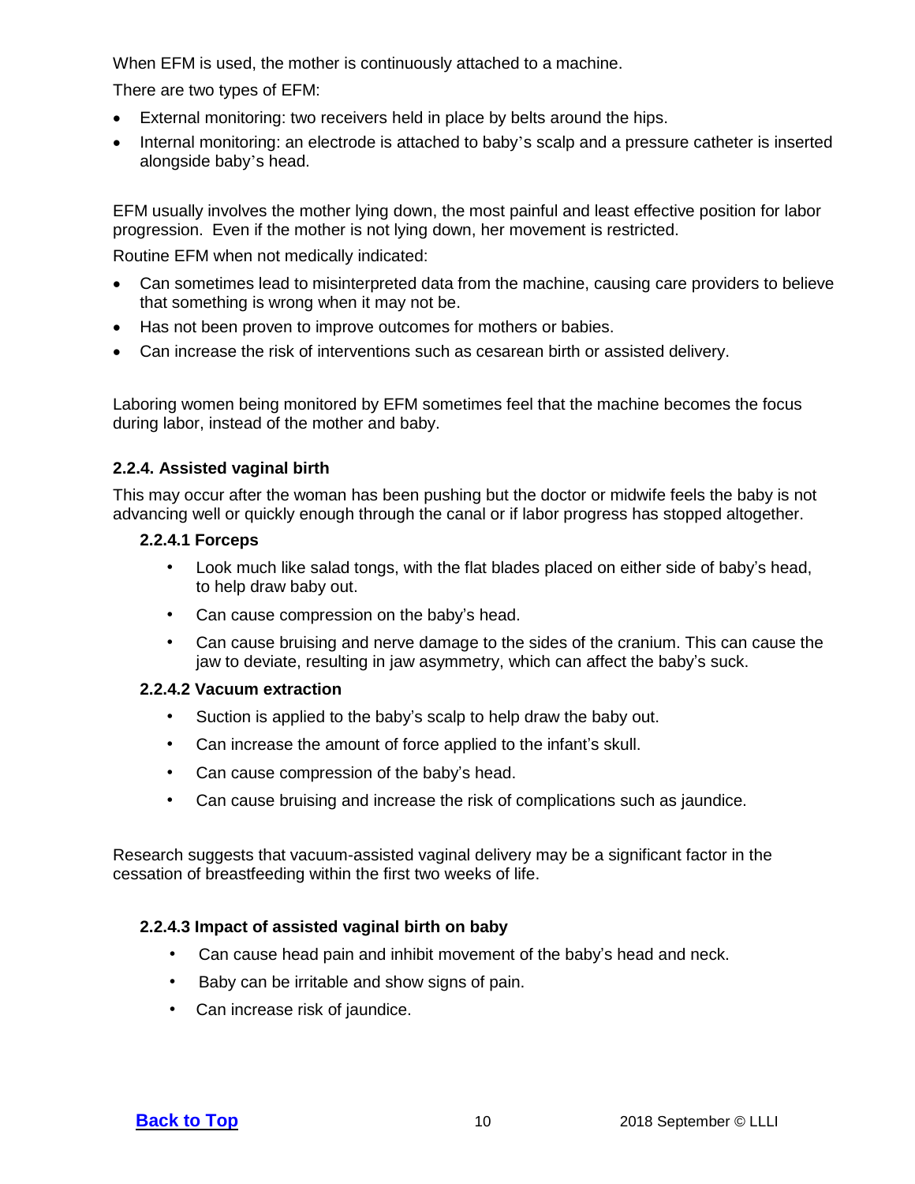When EFM is used, the mother is continuously attached to a machine.

There are two types of EFM:

- External monitoring: two receivers held in place by belts around the hips.
- Internal monitoring: an electrode is attached to baby's scalp and a pressure catheter is inserted alongside baby's head.

EFM usually involves the mother lying down, the most painful and least effective position for labor progression. Even if the mother is not lying down, her movement is restricted.

Routine EFM when not medically indicated:

- Can sometimes lead to misinterpreted data from the machine, causing care providers to believe that something is wrong when it may not be.
- Has not been proven to improve outcomes for mothers or babies.
- Can increase the risk of interventions such as cesarean birth or assisted delivery.

Laboring women being monitored by EFM sometimes feel that the machine becomes the focus during labor, instead of the mother and baby.

### 2.2.4. Assisted vaginal birth

This may occur after the woman has been pushing but the doctor or midwife feels the baby is not advancing well or quickly enough through the canal or if labor progress has stopped altogether.

#### 2.2.4.1 Forceps

- Look much like salad tongs, with the flat blades placed on either side of baby's head, to help draw baby out.
- Can cause compression on the baby's head.
- Can cause bruising and nerve damage to the sides of the cranium. This can cause the jaw to deviate, resulting in jaw asymmetry, which can affect the baby's suck.

#### 2.2.4.2 Vacuum extraction

- Suction is applied to the baby's scalp to help draw the baby out.
- Can increase the amount of force applied to the infant's skull.
- Can cause compression of the baby's head.
- Can cause bruising and increase the risk of complications such as jaundice.

Research suggests that vacuum-assisted vaginal delivery may be a significant factor in the cessation of breastfeeding within the first two weeks of life.

#### 2.2.4.3 Impact of assisted vaginal birth on baby

- Can cause head pain and inhibit movement of the baby's head and neck.
- Baby can be irritable and show signs of pain.
- Can increase risk of jaundice.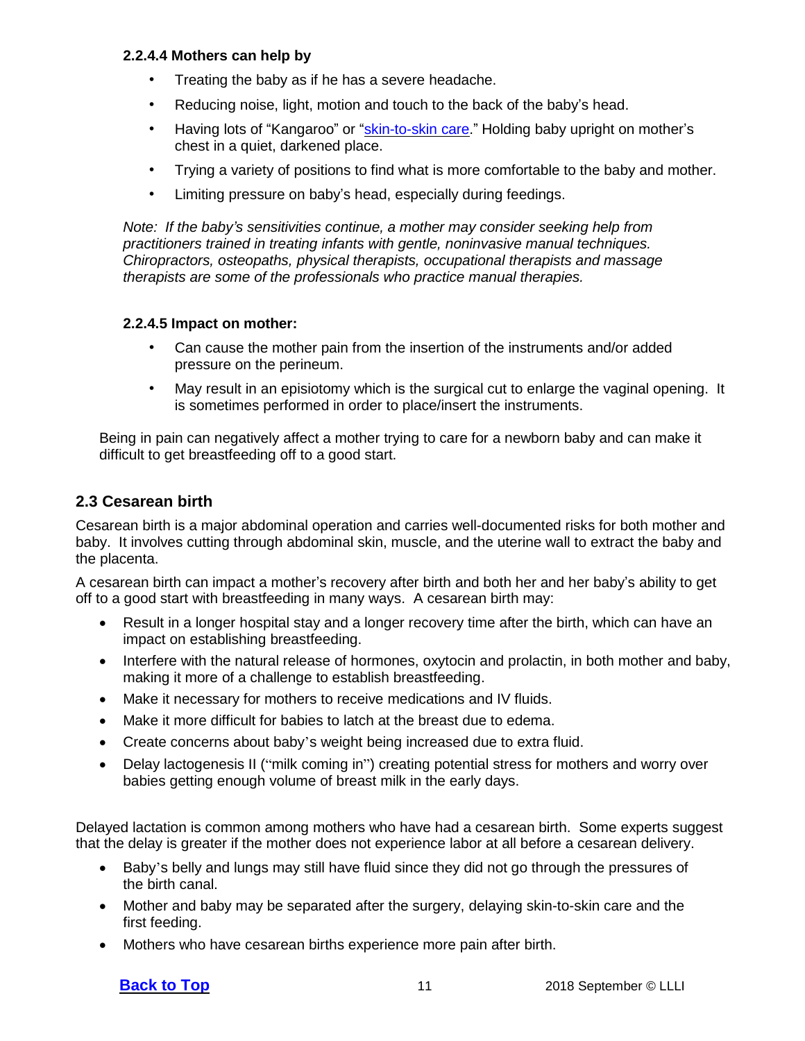#### 2.2.4.4 Mothers can help by

- Treating the baby as if he has a severe headache.
- Reducing noise, light, motion and touch to the back of the baby's head.
- Having lots of "Kangaroo" or "skin-to-skin care." Holding baby upright on mother's chest in a quiet, darkened place.
- Trying a variety of positions to find what is more comfortable to the baby and mother.
- Limiting pressure on baby's head, especially during feedings.

*Note: If the baby's sensitivities continue, a mother may consider seeking help from practitioners trained in treating infants with gentle, noninvasive manual techniques. Chiropractors, osteopaths, physical therapists, occupational therapists and massage therapists are some of the professionals who practice manual therapies.*

#### 2.2.4.5 Impact on mother:

- Can cause the mother pain from the insertion of the instruments and/or added pressure on the perineum.
- May result in an episiotomy which is the surgical cut to enlarge the vaginal opening. It is sometimes performed in order to place/insert the instruments.

Being in pain can negatively affect a mother trying to care for a newborn baby and can make it difficult to get breastfeeding off to a good start.

## 2.3 Cesarean birth

Cesarean birth is a major abdominal operation and carries well-documented risks for both mother and baby. It involves cutting through abdominal skin, muscle, and the uterine wall to extract the baby and the placenta.

A cesarean birth can impact a mother's recovery after birth and both her and her baby's ability to get off to a good start with breastfeeding in many ways. A cesarean birth may:

- Result in a longer hospital stay and a longer recovery time after the birth, which can have an impact on establishing breastfeeding.
- Interfere with the natural release of hormones, oxytocin and prolactin, in both mother and baby, making it more of a challenge to establish breastfeeding.
- Make it necessary for mothers to receive medications and IV fluids.
- Make it more difficult for babies to latch at the breast due to edema.
- Create concerns about baby's weight being increased due to extra fluid.
- Delay lactogenesis II ("milk coming in") creating potential stress for mothers and worry over babies getting enough volume of breast milk in the early days.

Delayed lactation is common among mothers who have had a cesarean birth. Some experts suggest that the delay is greater if the mother does not experience labor at all before a cesarean delivery.

- Baby's belly and lungs may still have fluid since they did not go through the pressures of the birth canal.
- Mother and baby may be separated after the surgery, delaying skin-to-skin care and the first feeding.
- Mothers who have cesarean births experience more pain after birth.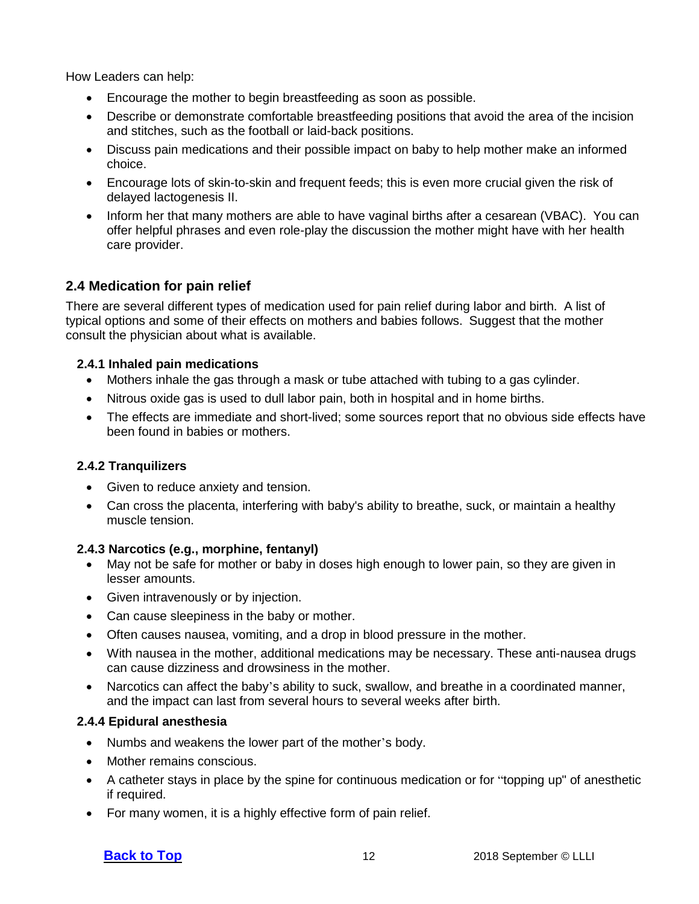How Leaders can help:

- Encourage the mother to begin breastfeeding as soon as possible.
- Describe or demonstrate comfortable breastfeeding positions that avoid the area of the incision and stitches, such as the football or laid-back positions.
- Discuss pain medications and their possible impact on baby to help mother make an informed choice.
- Encourage lots of skin-to-skin and frequent feeds; this is even more crucial given the risk of delayed lactogenesis II.
- Inform her that many mothers are able to have vaginal births after a cesarean (VBAC). You can offer helpful phrases and even role-play the discussion the mother might have with her health care provider.

## 2.4 Medication for pain relief

There are several different types of medication used for pain relief during labor and birth. A list of typical options and some of their effects on mothers and babies follows. Suggest that the mother consult the physician about what is available.

### 2.4.1 Inhaled pain medications

- Mothers inhale the gas through a mask or tube attached with tubing to a gas cylinder.
- Nitrous oxide gas is used to dull labor pain, both in hospital and in home births.
- The effects are immediate and short-lived; some sources report that no obvious side effects have been found in babies or mothers.

### 2.4.2 Tranquilizers

- Given to reduce anxiety and tension.
- Can cross the placenta, interfering with baby's ability to breathe, suck, or maintain a healthy muscle tension.

### 2.4.3 Narcotics (e.g., morphine, fentanyl)

- May not be safe for mother or baby in doses high enough to lower pain, so they are given in lesser amounts.
- Given intravenously or by injection.
- Can cause sleepiness in the baby or mother.
- Often causes nausea, vomiting, and a drop in blood pressure in the mother.
- With nausea in the mother, additional medications may be necessary. These anti-nausea drugs can cause dizziness and drowsiness in the mother.
- Narcotics can affect the baby's ability to suck, swallow, and breathe in a coordinated manner, and the impact can last from several hours to several weeks after birth.

### 2.4.4 Epidural anesthesia

- Numbs and weakens the lower part of the mother's body.
- Mother remains conscious.
- A catheter stays in place by the spine for continuous medication or for "topping up" of anesthetic if required.
- For many women, it is a highly effective form of pain relief.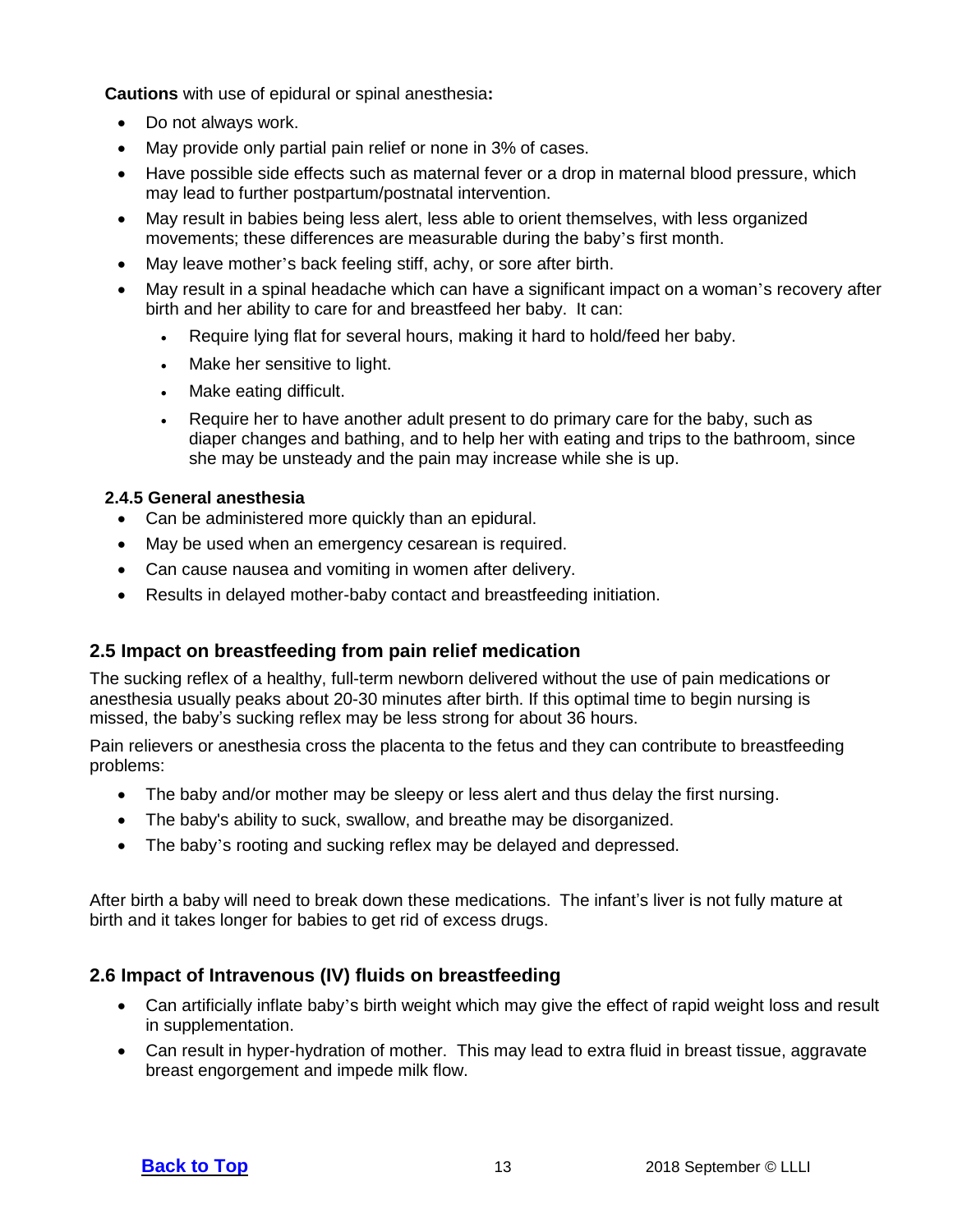**Cautions** with use of epidural or spinal anesthesia**:**

- Do not always work.
- May provide only partial pain relief or none in 3% of cases.
- Have possible side effects such as maternal fever or a drop in maternal blood pressure, which may lead to further postpartum/postnatal intervention.
- May result in babies being less alert, less able to orient themselves, with less organized movements; these differences are measurable during the baby's first month.
- May leave mother's back feeling stiff, achy, or sore after birth.
- May result in a spinal headache which can have a significant impact on a woman's recovery after birth and her ability to care for and breastfeed her baby. It can:
  - Require lying flat for several hours, making it hard to hold/feed her baby.
  - Make her sensitive to light.
  - Make eating difficult.
  - Require her to have another adult present to do primary care for the baby, such as diaper changes and bathing, and to help her with eating and trips to the bathroom, since she may be unsteady and the pain may increase while she is up.

#### 2.4.5 General anesthesia

- Can be administered more quickly than an epidural.
- May be used when an emergency cesarean is required.
- Can cause nausea and vomiting in women after delivery.
- Results in delayed mother-baby contact and breastfeeding initiation.

### 2.5 Impact on breastfeeding from pain relief medication

The sucking reflex of a healthy, full-term newborn delivered without the use of pain medications or anesthesia usually peaks about 20-30 minutes after birth. If this optimal time to begin nursing is missed, the baby's sucking reflex may be less strong for about 36 hours.

Pain relievers or anesthesia cross the placenta to the fetus and they can contribute to breastfeeding problems:

- The baby and/or mother may be sleepy or less alert and thus delay the first nursing.
- The baby's ability to suck, swallow, and breathe may be disorganized.
- The baby's rooting and sucking reflex may be delayed and depressed.

After birth a baby will need to break down these medications. The infant's liver is not fully mature at birth and it takes longer for babies to get rid of excess drugs.

### 2.6 Impact of Intravenous (IV) fluids on breastfeeding

- Can artificially inflate baby's birth weight which may give the effect of rapid weight loss and result in supplementation.
- Can result in hyper-hydration of mother. This may lead to extra fluid in breast tissue, aggravate breast engorgement and impede milk flow.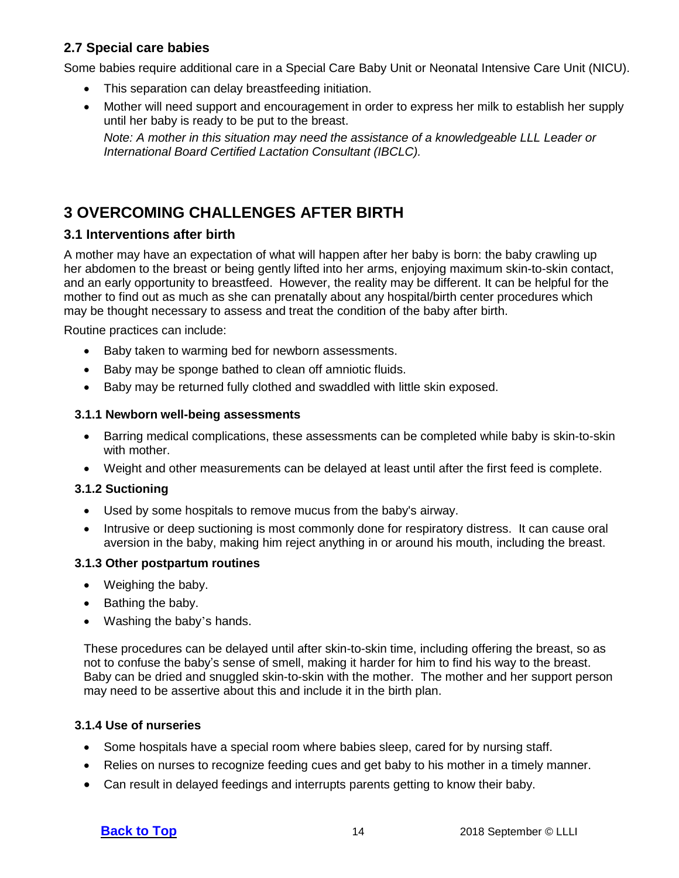### 2.7 Special care babies

Some babies require additional care in a Special Care Baby Unit or Neonatal Intensive Care Unit (NICU).

- This separation can delay breastfeeding initiation.
- Mother will need support and encouragement in order to express her milk to establish her supply until her baby is ready to be put to the breast.

  *Note: A mother in this situation may need the assistance of a knowledgeable LLL Leader or International Board Certified Lactation Consultant (IBCLC).*

# 3 OVERCOMING CHALLENGES AFTER BIRTH

### 3.1 Interventions after birth

A mother may have an expectation of what will happen after her baby is born: the baby crawling up her abdomen to the breast or being gently lifted into her arms, enjoying maximum skin-to-skin contact, and an early opportunity to breastfeed. However, the reality may be different. It can be helpful for the mother to find out as much as she can prenatally about any hospital/birth center procedures which may be thought necessary to assess and treat the condition of the baby after birth.

Routine practices can include:

- Baby taken to warming bed for newborn assessments.
- Baby may be sponge bathed to clean off amniotic fluids.
- Baby may be returned fully clothed and swaddled with little skin exposed.

#### 3.1.1 Newborn well-being assessments

- Barring medical complications, these assessments can be completed while baby is skin-to-skin with mother.
- Weight and other measurements can be delayed at least until after the first feed is complete.

#### 3.1.2 Suctioning

- Used by some hospitals to remove mucus from the baby's airway.
- Intrusive or deep suctioning is most commonly done for respiratory distress. It can cause oral aversion in the baby, making him reject anything in or around his mouth, including the breast.

#### 3.1.3 Other postpartum routines

- Weighing the baby.
- Bathing the baby.
- Washing the baby's hands.

These procedures can be delayed until after skin-to-skin time, including offering the breast, so as not to confuse the baby's sense of smell, making it harder for him to find his way to the breast. Baby can be dried and snuggled skin-to-skin with the mother. The mother and her support person may need to be assertive about this and include it in the birth plan.

#### 3.1.4 Use of nurseries

- Some hospitals have a special room where babies sleep, cared for by nursing staff.
- Relies on nurses to recognize feeding cues and get baby to his mother in a timely manner.
- Can result in delayed feedings and interrupts parents getting to know their baby.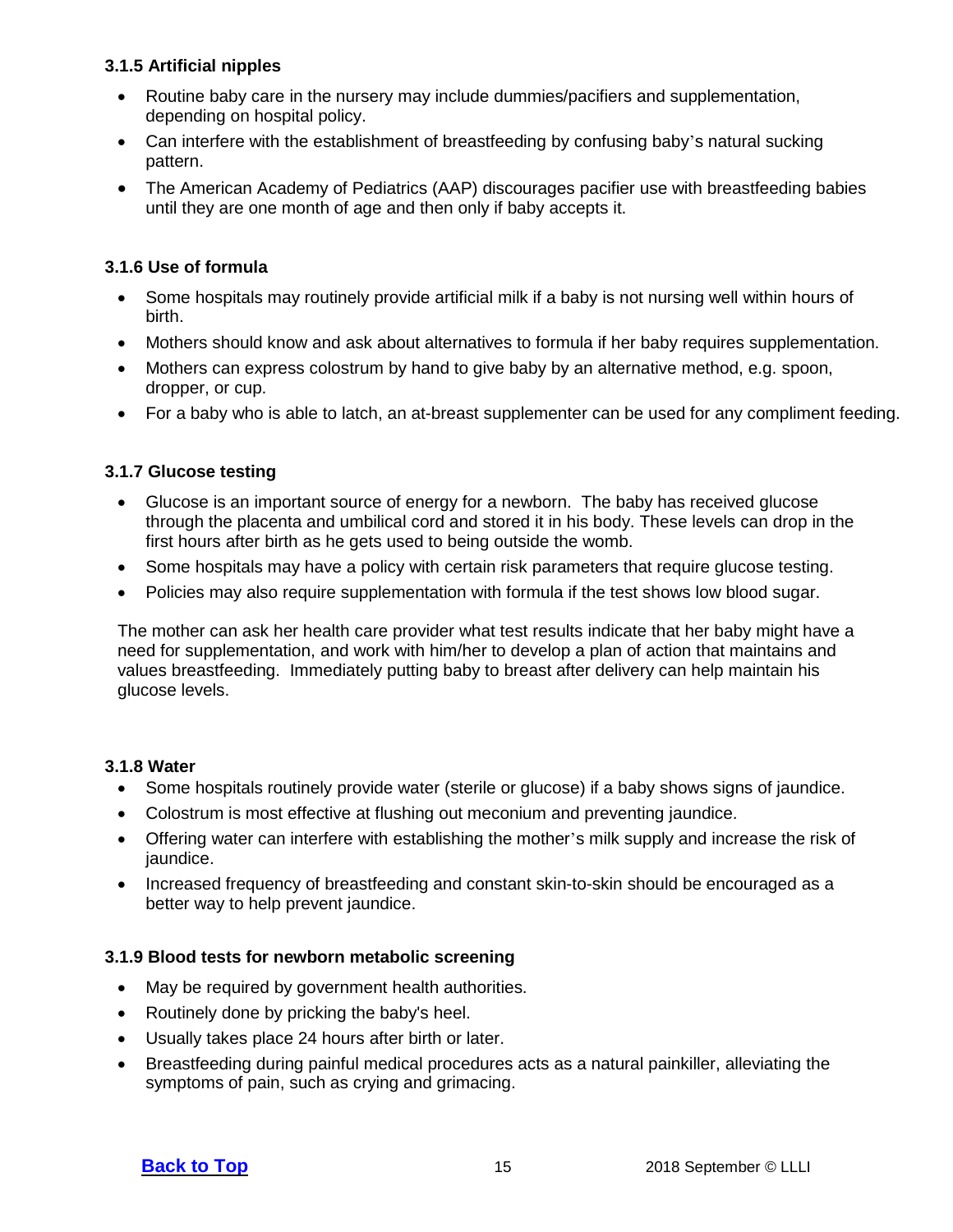### 3.1.5 Artificial nipples

- Routine baby care in the nursery may include dummies/pacifiers and supplementation, depending on hospital policy.
- Can interfere with the establishment of breastfeeding by confusing baby's natural sucking pattern.
- The American Academy of Pediatrics (AAP) discourages pacifier use with breastfeeding babies until they are one month of age and then only if baby accepts it.

### 3.1.6 Use of formula

- Some hospitals may routinely provide artificial milk if a baby is not nursing well within hours of birth.
- Mothers should know and ask about alternatives to formula if her baby requires supplementation.
- Mothers can express colostrum by hand to give baby by an alternative method, e.g. spoon, dropper, or cup.
- For a baby who is able to latch, an at-breast supplementer can be used for any compliment feeding.

### 3.1.7 Glucose testing

- Glucose is an important source of energy for a newborn. The baby has received glucose through the placenta and umbilical cord and stored it in his body. These levels can drop in the first hours after birth as he gets used to being outside the womb.
- Some hospitals may have a policy with certain risk parameters that require glucose testing.
- Policies may also require supplementation with formula if the test shows low blood sugar.

The mother can ask her health care provider what test results indicate that her baby might have a need for supplementation, and work with him/her to develop a plan of action that maintains and values breastfeeding. Immediately putting baby to breast after delivery can help maintain his glucose levels.

### 3.1.8 Water

- Some hospitals routinely provide water (sterile or glucose) if a baby shows signs of jaundice.
- Colostrum is most effective at flushing out meconium and preventing jaundice.
- Offering water can interfere with establishing the mother's milk supply and increase the risk of jaundice.
- Increased frequency of breastfeeding and constant skin-to-skin should be encouraged as a better way to help prevent jaundice.

### 3.1.9 Blood tests for newborn metabolic screening

- May be required by government health authorities.
- Routinely done by pricking the baby's heel.
- Usually takes place 24 hours after birth or later.
- Breastfeeding during painful medical procedures acts as a natural painkiller, alleviating the symptoms of pain, such as crying and grimacing.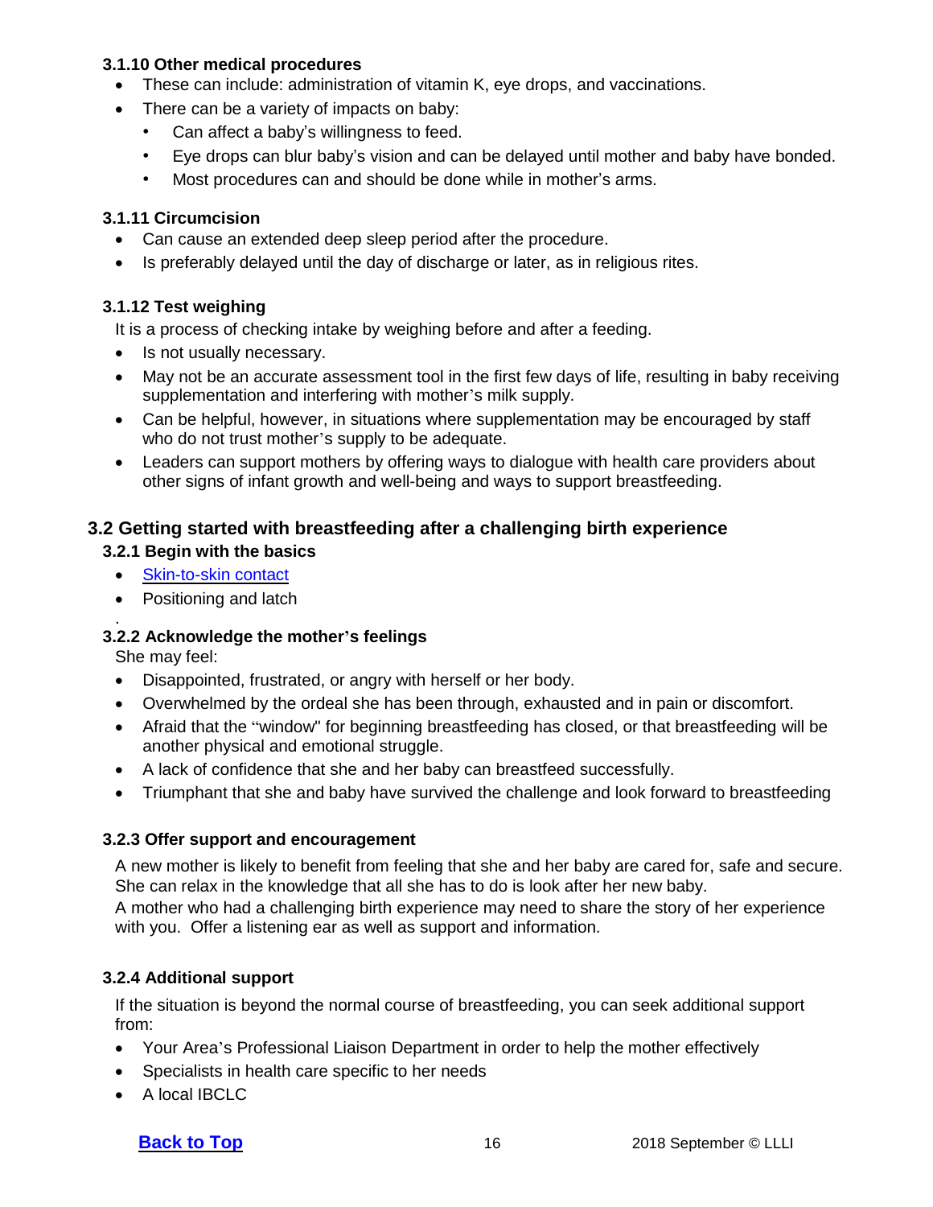### 3.1.10 Other medical procedures

- These can include: administration of vitamin K, eye drops, and vaccinations.
- There can be a variety of impacts on baby:
  - Can affect a baby's willingness to feed.
  - Eye drops can blur baby's vision and can be delayed until mother and baby have bonded.
  - Most procedures can and should be done while in mother's arms.

### 3.1.11 Circumcision

- Can cause an extended deep sleep period after the procedure.
- Is preferably delayed until the day of discharge or later, as in religious rites.

### 3.1.12 Test weighing

It is a process of checking intake by weighing before and after a feeding.

- Is not usually necessary.
- May not be an accurate assessment tool in the first few days of life, resulting in baby receiving supplementation and interfering with mother's milk supply.
- Can be helpful, however, in situations where supplementation may be encouraged by staff who do not trust mother's supply to be adequate.
- Leaders can support mothers by offering ways to dialogue with health care providers about other signs of infant growth and well-being and ways to support breastfeeding.

## 3.2 Getting started with breastfeeding after a challenging birth experience

### 3.2.1 Begin with the basics

- Skin-to-skin contact
- Positioning and latch

.

### 3.2.2 Acknowledge the mother's feelings

She may feel:

- Disappointed, frustrated, or angry with herself or her body.
- Overwhelmed by the ordeal she has been through, exhausted and in pain or discomfort.
- Afraid that the "window" for beginning breastfeeding has closed, or that breastfeeding will be another physical and emotional struggle.
- A lack of confidence that she and her baby can breastfeed successfully.
- Triumphant that she and baby have survived the challenge and look forward to breastfeeding

### 3.2.3 Offer support and encouragement

A new mother is likely to benefit from feeling that she and her baby are cared for, safe and secure. She can relax in the knowledge that all she has to do is look after her new baby.
A mother who had a challenging birth experience may need to share the story of her experience with you. Offer a listening ear as well as support and information.

### 3.2.4 Additional support

If the situation is beyond the normal course of breastfeeding, you can seek additional support from:

- Your Area's Professional Liaison Department in order to help the mother effectively
- Specialists in health care specific to her needs
- A local IBCLC

**Back to Top**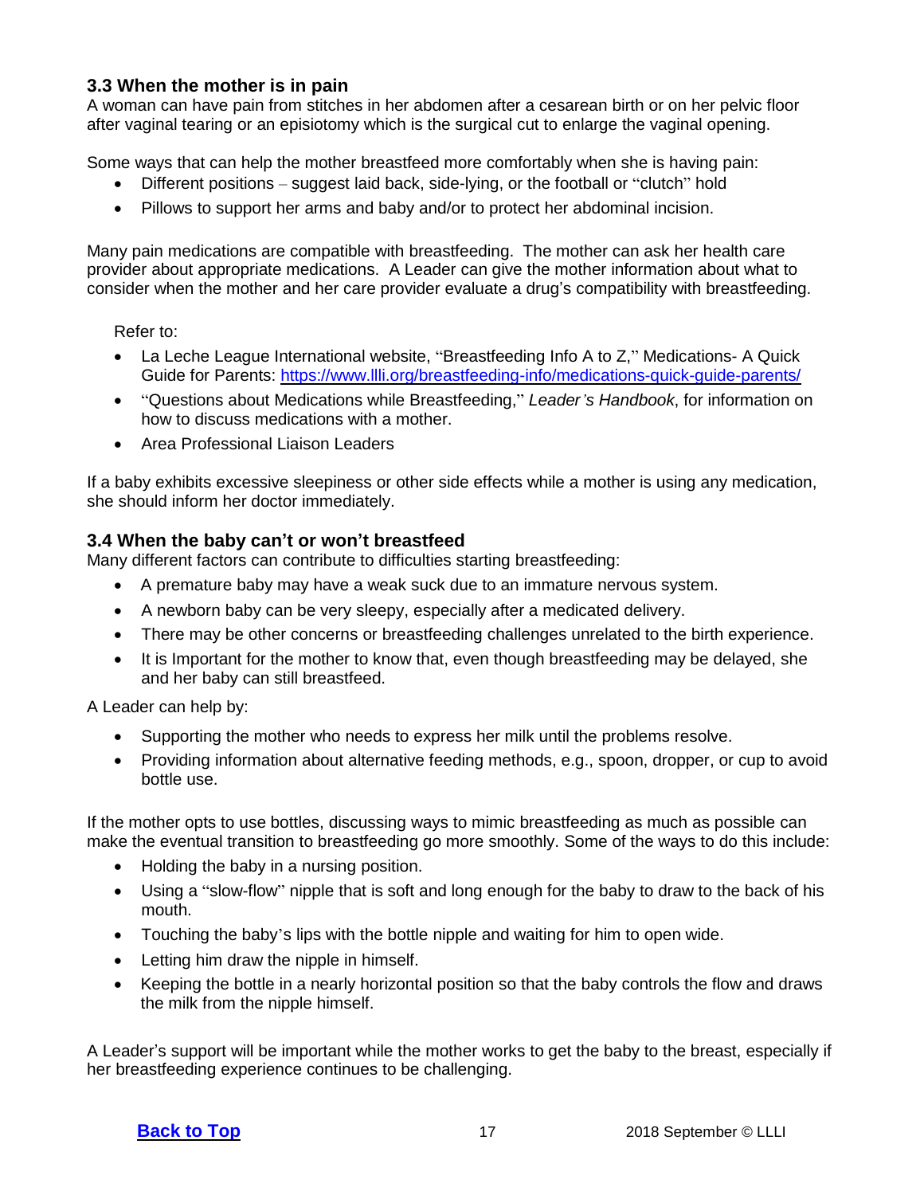### 3.3 When the mother is in pain

A woman can have pain from stitches in her abdomen after a cesarean birth or on her pelvic floor after vaginal tearing or an episiotomy which is the surgical cut to enlarge the vaginal opening.

Some ways that can help the mother breastfeed more comfortably when she is having pain:

- Different positions – suggest laid back, side-lying, or the football or "clutch" hold
- Pillows to support her arms and baby and/or to protect her abdominal incision.

Many pain medications are compatible with breastfeeding. The mother can ask her health care provider about appropriate medications. A Leader can give the mother information about what to consider when the mother and her care provider evaluate a drug's compatibility with breastfeeding.

Refer to:

- La Leche League International website, "Breastfeeding Info A to Z," Medications- A Quick Guide for Parents: https://www.llli.org/breastfeeding-info/medications-quick-guide-parents/
- "Questions about Medications while Breastfeeding," *Leader's Handbook*, for information on how to discuss medications with a mother.
- Area Professional Liaison Leaders

If a baby exhibits excessive sleepiness or other side effects while a mother is using any medication, she should inform her doctor immediately.

### 3.4 When the baby can't or won't breastfeed

Many different factors can contribute to difficulties starting breastfeeding:

- A premature baby may have a weak suck due to an immature nervous system.
- A newborn baby can be very sleepy, especially after a medicated delivery.
- There may be other concerns or breastfeeding challenges unrelated to the birth experience.
- It is Important for the mother to know that, even though breastfeeding may be delayed, she and her baby can still breastfeed.

A Leader can help by:

- Supporting the mother who needs to express her milk until the problems resolve.
- Providing information about alternative feeding methods, e.g., spoon, dropper, or cup to avoid bottle use.

If the mother opts to use bottles, discussing ways to mimic breastfeeding as much as possible can make the eventual transition to breastfeeding go more smoothly. Some of the ways to do this include:

- Holding the baby in a nursing position.
- Using a "slow-flow" nipple that is soft and long enough for the baby to draw to the back of his mouth.
- Touching the baby's lips with the bottle nipple and waiting for him to open wide.
- Letting him draw the nipple in himself.
- Keeping the bottle in a nearly horizontal position so that the baby controls the flow and draws the milk from the nipple himself.

A Leader's support will be important while the mother works to get the baby to the breast, especially if her breastfeeding experience continues to be challenging.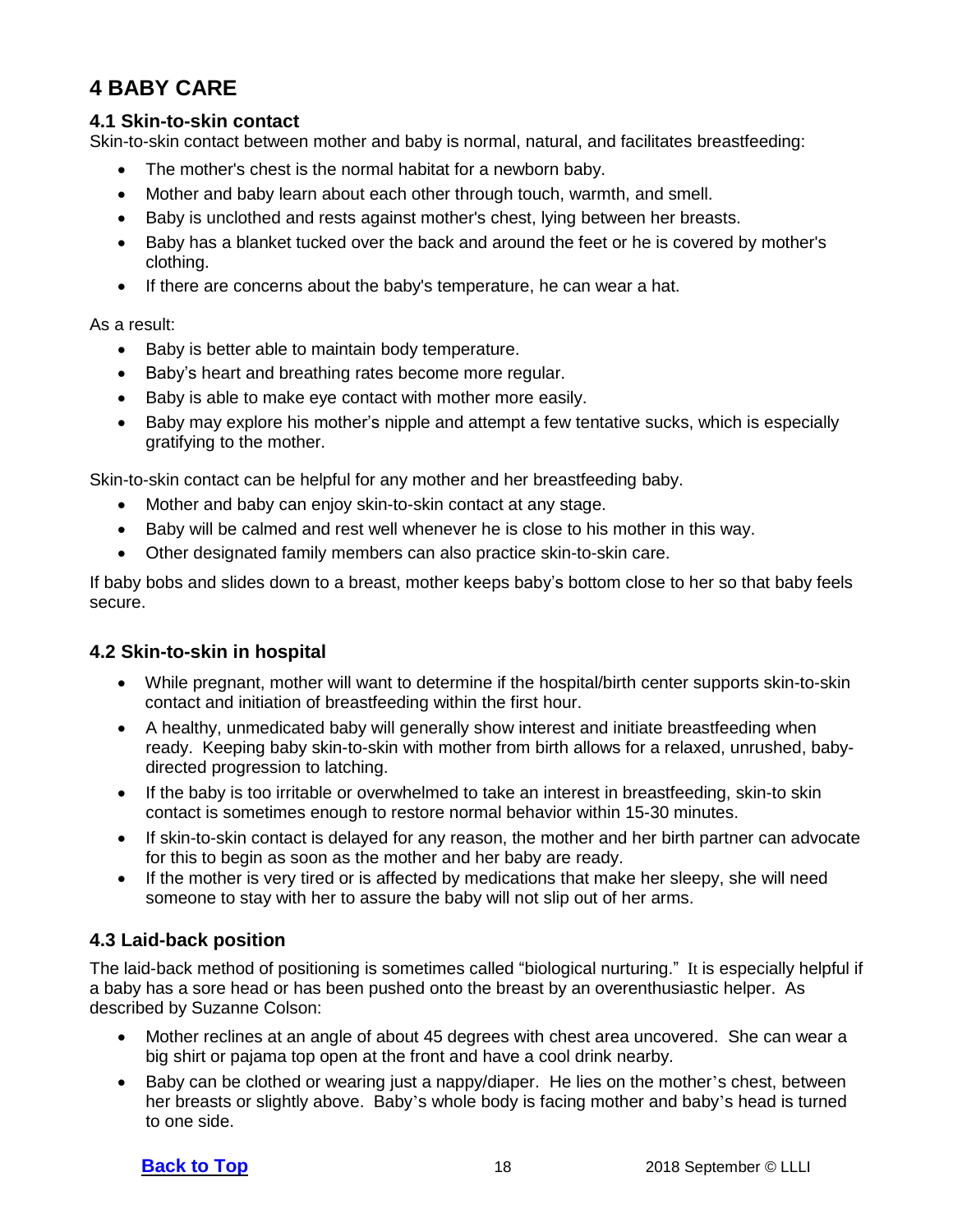# 4 BABY CARE

## 4.1 Skin-to-skin contact

Skin-to-skin contact between mother and baby is normal, natural, and facilitates breastfeeding:

- The mother's chest is the normal habitat for a newborn baby.
- Mother and baby learn about each other through touch, warmth, and smell.
- Baby is unclothed and rests against mother's chest, lying between her breasts.
- Baby has a blanket tucked over the back and around the feet or he is covered by mother's clothing.
- If there are concerns about the baby's temperature, he can wear a hat.

As a result:

- Baby is better able to maintain body temperature.
- Baby's heart and breathing rates become more regular.
- Baby is able to make eye contact with mother more easily.
- Baby may explore his mother's nipple and attempt a few tentative sucks, which is especially gratifying to the mother.

Skin-to-skin contact can be helpful for any mother and her breastfeeding baby.

- Mother and baby can enjoy skin-to-skin contact at any stage.
- Baby will be calmed and rest well whenever he is close to his mother in this way.
- Other designated family members can also practice skin-to-skin care.

If baby bobs and slides down to a breast, mother keeps baby's bottom close to her so that baby feels secure.

## 4.2 Skin-to-skin in hospital

- While pregnant, mother will want to determine if the hospital/birth center supports skin-to-skin contact and initiation of breastfeeding within the first hour.
- A healthy, unmedicated baby will generally show interest and initiate breastfeeding when ready. Keeping baby skin-to-skin with mother from birth allows for a relaxed, unrushed, baby-directed progression to latching.
- If the baby is too irritable or overwhelmed to take an interest in breastfeeding, skin-to skin contact is sometimes enough to restore normal behavior within 15-30 minutes.
- If skin-to-skin contact is delayed for any reason, the mother and her birth partner can advocate for this to begin as soon as the mother and her baby are ready.
- If the mother is very tired or is affected by medications that make her sleepy, she will need someone to stay with her to assure the baby will not slip out of her arms.

## 4.3 Laid-back position

The laid-back method of positioning is sometimes called "biological nurturing." It is especially helpful if a baby has a sore head or has been pushed onto the breast by an overenthusiastic helper. As described by Suzanne Colson:

- Mother reclines at an angle of about 45 degrees with chest area uncovered. She can wear a big shirt or pajama top open at the front and have a cool drink nearby.
- Baby can be clothed or wearing just a nappy/diaper. He lies on the mother's chest, between her breasts or slightly above. Baby's whole body is facing mother and baby's head is turned to one side.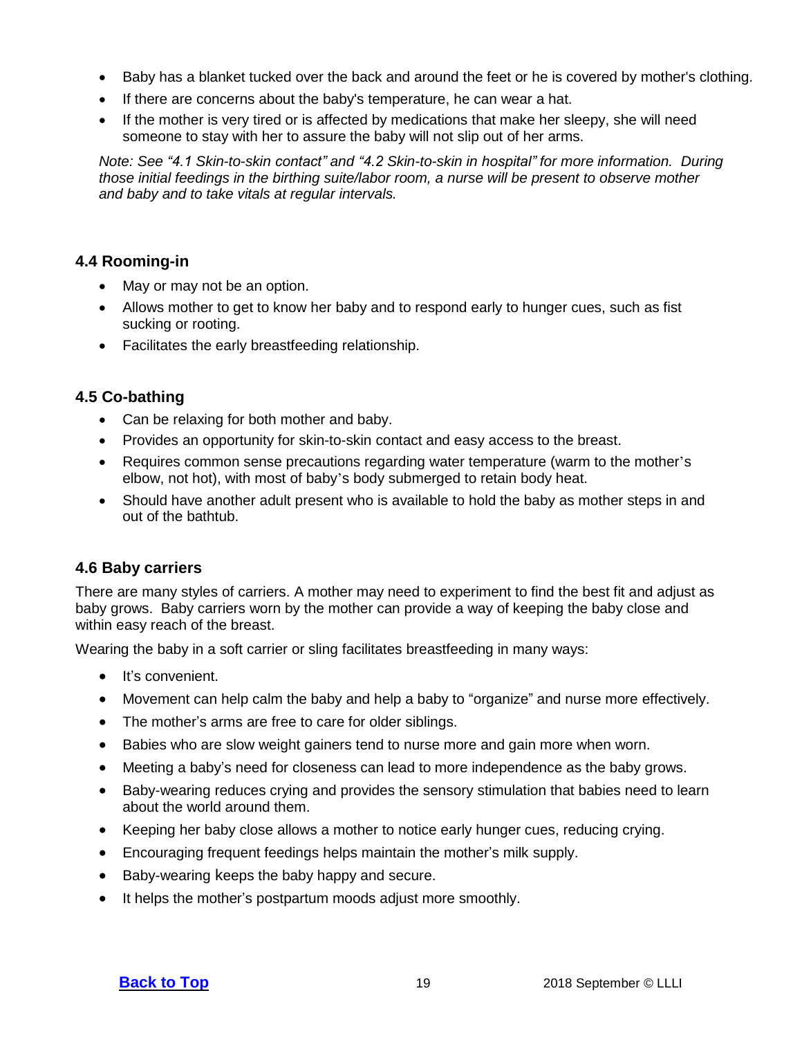- Baby has a blanket tucked over the back and around the feet or he is covered by mother's clothing.
- If there are concerns about the baby's temperature, he can wear a hat.
- If the mother is very tired or is affected by medications that make her sleepy, she will need someone to stay with her to assure the baby will not slip out of her arms.

*Note: See "4.1 Skin-to-skin contact" and "4.2 Skin-to-skin in hospital" for more information. During those initial feedings in the birthing suite/labor room, a nurse will be present to observe mother and baby and to take vitals at regular intervals.*

### 4.4 Rooming-in

- May or may not be an option.
- Allows mother to get to know her baby and to respond early to hunger cues, such as fist sucking or rooting.
- Facilitates the early breastfeeding relationship.

### 4.5 Co-bathing

- Can be relaxing for both mother and baby.
- Provides an opportunity for skin-to-skin contact and easy access to the breast.
- Requires common sense precautions regarding water temperature (warm to the mother's elbow, not hot), with most of baby's body submerged to retain body heat.
- Should have another adult present who is available to hold the baby as mother steps in and out of the bathtub.

### 4.6 Baby carriers

There are many styles of carriers. A mother may need to experiment to find the best fit and adjust as baby grows. Baby carriers worn by the mother can provide a way of keeping the baby close and within easy reach of the breast.

Wearing the baby in a soft carrier or sling facilitates breastfeeding in many ways:

- It's convenient.
- Movement can help calm the baby and help a baby to "organize" and nurse more effectively.
- The mother's arms are free to care for older siblings.
- Babies who are slow weight gainers tend to nurse more and gain more when worn.
- Meeting a baby's need for closeness can lead to more independence as the baby grows.
- Baby-wearing reduces crying and provides the sensory stimulation that babies need to learn about the world around them.
- Keeping her baby close allows a mother to notice early hunger cues, reducing crying.
- Encouraging frequent feedings helps maintain the mother's milk supply.
- Baby-wearing keeps the baby happy and secure.
- It helps the mother's postpartum moods adjust more smoothly.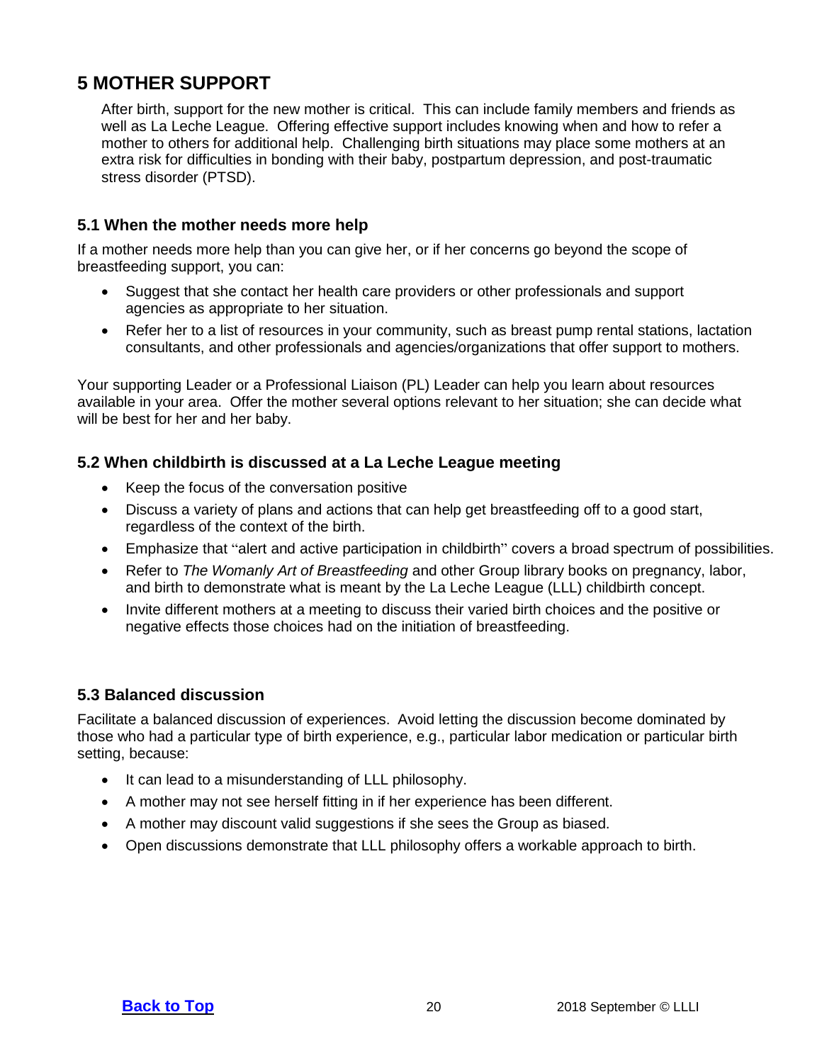# 5 MOTHER SUPPORT

After birth, support for the new mother is critical. This can include family members and friends as well as La Leche League. Offering effective support includes knowing when and how to refer a mother to others for additional help. Challenging birth situations may place some mothers at an extra risk for difficulties in bonding with their baby, postpartum depression, and post-traumatic stress disorder (PTSD).

## 5.1 When the mother needs more help

If a mother needs more help than you can give her, or if her concerns go beyond the scope of breastfeeding support, you can:

- Suggest that she contact her health care providers or other professionals and support agencies as appropriate to her situation.
- Refer her to a list of resources in your community, such as breast pump rental stations, lactation consultants, and other professionals and agencies/organizations that offer support to mothers.

Your supporting Leader or a Professional Liaison (PL) Leader can help you learn about resources available in your area. Offer the mother several options relevant to her situation; she can decide what will be best for her and her baby.

## 5.2 When childbirth is discussed at a La Leche League meeting

- Keep the focus of the conversation positive
- Discuss a variety of plans and actions that can help get breastfeeding off to a good start, regardless of the context of the birth.
- Emphasize that "alert and active participation in childbirth" covers a broad spectrum of possibilities.
- Refer to *The Womanly Art of Breastfeeding* and other Group library books on pregnancy, labor, and birth to demonstrate what is meant by the La Leche League (LLL) childbirth concept.
- Invite different mothers at a meeting to discuss their varied birth choices and the positive or negative effects those choices had on the initiation of breastfeeding.

## 5.3 Balanced discussion

Facilitate a balanced discussion of experiences. Avoid letting the discussion become dominated by those who had a particular type of birth experience, e.g., particular labor medication or particular birth setting, because:

- It can lead to a misunderstanding of LLL philosophy.
- A mother may not see herself fitting in if her experience has been different.
- A mother may discount valid suggestions if she sees the Group as biased.
- Open discussions demonstrate that LLL philosophy offers a workable approach to birth.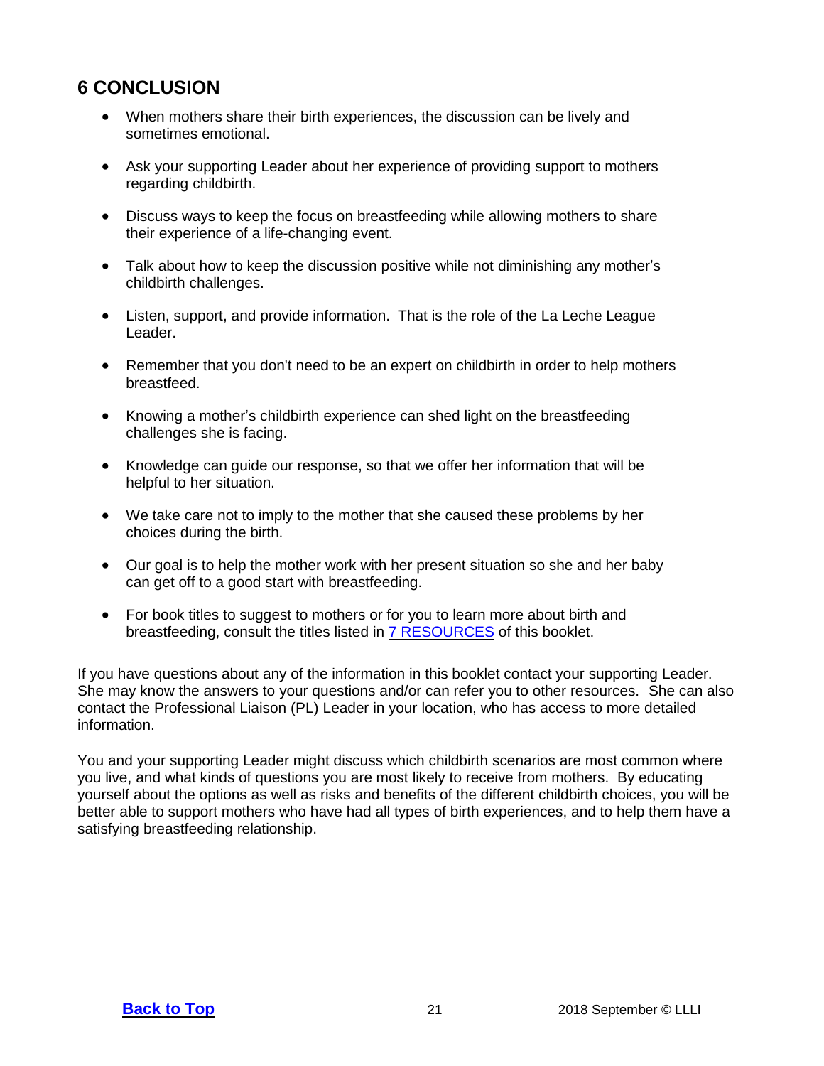## 6 CONCLUSION

- When mothers share their birth experiences, the discussion can be lively and sometimes emotional.
- Ask your supporting Leader about her experience of providing support to mothers regarding childbirth.
- Discuss ways to keep the focus on breastfeeding while allowing mothers to share their experience of a life-changing event.
- Talk about how to keep the discussion positive while not diminishing any mother's childbirth challenges.
- Listen, support, and provide information. That is the role of the La Leche League Leader.
- Remember that you don't need to be an expert on childbirth in order to help mothers breastfeed.
- Knowing a mother's childbirth experience can shed light on the breastfeeding challenges she is facing.
- Knowledge can guide our response, so that we offer her information that will be helpful to her situation.
- We take care not to imply to the mother that she caused these problems by her choices during the birth.
- Our goal is to help the mother work with her present situation so she and her baby can get off to a good start with breastfeeding.
- For book titles to suggest to mothers or for you to learn more about birth and breastfeeding, consult the titles listed in 7 RESOURCES of this booklet.

If you have questions about any of the information in this booklet contact your supporting Leader. She may know the answers to your questions and/or can refer you to other resources. She can also contact the Professional Liaison (PL) Leader in your location, who has access to more detailed information.

You and your supporting Leader might discuss which childbirth scenarios are most common where you live, and what kinds of questions you are most likely to receive from mothers. By educating yourself about the options as well as risks and benefits of the different childbirth choices, you will be better able to support mothers who have had all types of birth experiences, and to help them have a satisfying breastfeeding relationship.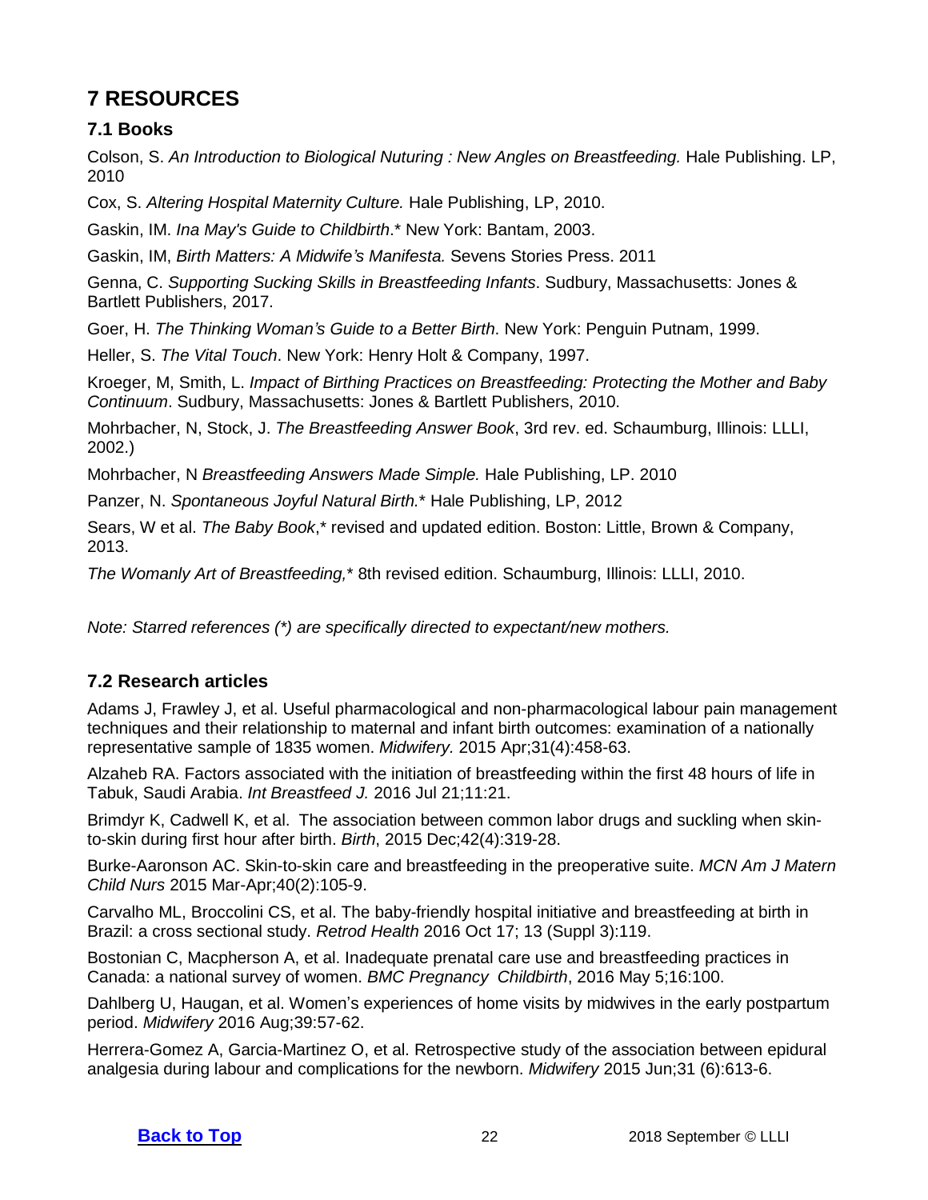# 7 RESOURCES

## 7.1 Books

Colson, S. *An Introduction to Biological Nuturing : New Angles on Breastfeeding.* Hale Publishing. LP, 2010

Cox, S. *Altering Hospital Maternity Culture.* Hale Publishing, LP, 2010.

Gaskin, IM. *Ina May's Guide to Childbirth*.* New York: Bantam, 2003.

Gaskin, IM, *Birth Matters: A Midwife's Manifesta.* Sevens Stories Press. 2011

Genna, C. *Supporting Sucking Skills in Breastfeeding Infants*. Sudbury, Massachusetts: Jones & Bartlett Publishers, 2017.

Goer, H. *The Thinking Woman's Guide to a Better Birth*. New York: Penguin Putnam, 1999.

Heller, S. *The Vital Touch*. New York: Henry Holt & Company, 1997.

Kroeger, M, Smith, L. *Impact of Birthing Practices on Breastfeeding: Protecting the Mother and Baby Continuum*. Sudbury, Massachusetts: Jones & Bartlett Publishers, 2010.

Mohrbacher, N, Stock, J. *The Breastfeeding Answer Book*, 3rd rev. ed. Schaumburg, Illinois: LLLI, 2002.)

Mohrbacher, N *Breastfeeding Answers Made Simple.* Hale Publishing, LP. 2010

Panzer, N. *Spontaneous Joyful Natural Birth.** Hale Publishing, LP, 2012

Sears, W et al. *The Baby Book*,* revised and updated edition. Boston: Little, Brown & Company, 2013.

*The Womanly Art of Breastfeeding,** 8th revised edition. Schaumburg, Illinois: LLLI, 2010.

*Note: Starred references (*) are specifically directed to expectant/new mothers.*

## 7.2 Research articles

Adams J, Frawley J, et al. Useful pharmacological and non-pharmacological labour pain management techniques and their relationship to maternal and infant birth outcomes: examination of a nationally representative sample of 1835 women. *Midwifery.* 2015 Apr;31(4):458-63.

Alzaheb RA. Factors associated with the initiation of breastfeeding within the first 48 hours of life in Tabuk, Saudi Arabia. *Int Breastfeed J.* 2016 Jul 21;11:21.

Brimdyr K, Cadwell K, et al. The association between common labor drugs and suckling when skin-to-skin during first hour after birth. *Birth*, 2015 Dec;42(4):319-28.

Burke-Aaronson AC. Skin-to-skin care and breastfeeding in the preoperative suite. *MCN Am J Matern Child Nurs* 2015 Mar-Apr;40(2):105-9.

Carvalho ML, Broccolini CS, et al. The baby-friendly hospital initiative and breastfeeding at birth in Brazil: a cross sectional study. *Retrod Health* 2016 Oct 17; 13 (Suppl 3):119.

Bostonian C, Macpherson A, et al. Inadequate prenatal care use and breastfeeding practices in Canada: a national survey of women. *BMC Pregnancy Childbirth*, 2016 May 5;16:100.

Dahlberg U, Haugan, et al. Women's experiences of home visits by midwives in the early postpartum period. *Midwifery* 2016 Aug;39:57-62.

Herrera-Gomez A, Garcia-Martinez O, et al. Retrospective study of the association between epidural analgesia during labour and complications for the newborn. *Midwifery* 2015 Jun;31 (6):613-6.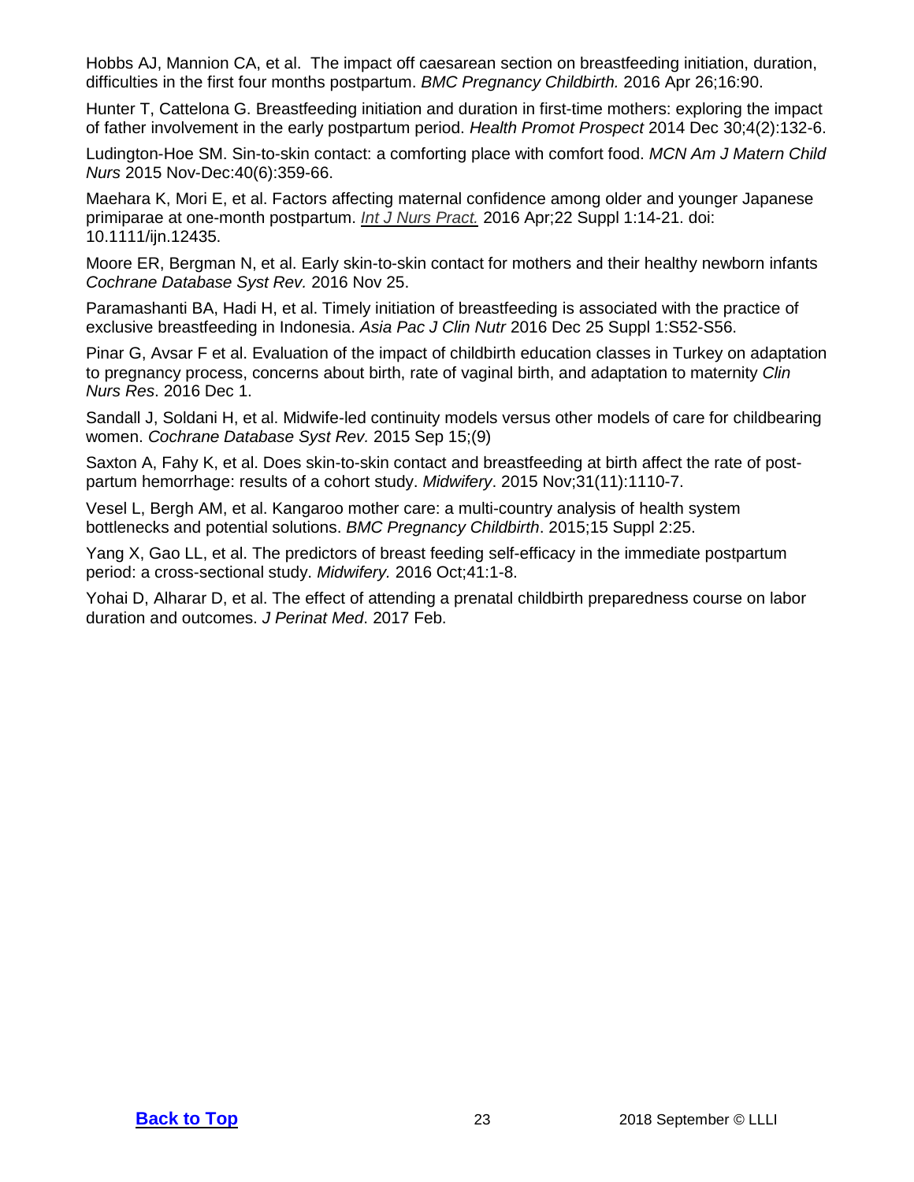Hobbs AJ, Mannion CA, et al. The impact off caesarean section on breastfeeding initiation, duration, difficulties in the first four months postpartum. *BMC Pregnancy Childbirth.* 2016 Apr 26;16:90.

Hunter T, Cattelona G. Breastfeeding initiation and duration in first-time mothers: exploring the impact of father involvement in the early postpartum period. *Health Promot Prospect* 2014 Dec 30;4(2):132-6.

Ludington-Hoe SM. Sin-to-skin contact: a comforting place with comfort food. *MCN Am J Matern Child Nurs* 2015 Nov-Dec:40(6):359-66.

Maehara K, Mori E, et al. Factors affecting maternal confidence among older and younger Japanese primiparae at one-month postpartum. *Int J Nurs Pract.* 2016 Apr;22 Suppl 1:14-21. doi: 10.1111/ijn.12435.

Moore ER, Bergman N, et al. Early skin-to-skin contact for mothers and their healthy newborn infants *Cochrane Database Syst Rev.* 2016 Nov 25.

Paramashanti BA, Hadi H, et al. Timely initiation of breastfeeding is associated with the practice of exclusive breastfeeding in Indonesia. *Asia Pac J Clin Nutr* 2016 Dec 25 Suppl 1:S52-S56.

Pinar G, Avsar F et al. Evaluation of the impact of childbirth education classes in Turkey on adaptation to pregnancy process, concerns about birth, rate of vaginal birth, and adaptation to maternity *Clin Nurs Res*. 2016 Dec 1.

Sandall J, Soldani H, et al. Midwife-led continuity models versus other models of care for childbearing women. *Cochrane Database Syst Rev.* 2015 Sep 15;(9)

Saxton A, Fahy K, et al. Does skin-to-skin contact and breastfeeding at birth affect the rate of post-partum hemorrhage: results of a cohort study. *Midwifery*. 2015 Nov;31(11):1110-7.

Vesel L, Bergh AM, et al. Kangaroo mother care: a multi-country analysis of health system bottlenecks and potential solutions. *BMC Pregnancy Childbirth*. 2015;15 Suppl 2:25.

Yang X, Gao LL, et al. The predictors of breast feeding self-efficacy in the immediate postpartum period: a cross-sectional study. *Midwifery.* 2016 Oct;41:1-8.

Yohai D, Alharar D, et al. The effect of attending a prenatal childbirth preparedness course on labor duration and outcomes. *J Perinat Med*. 2017 Feb.

**Back to Top**

2018 September © LLLI